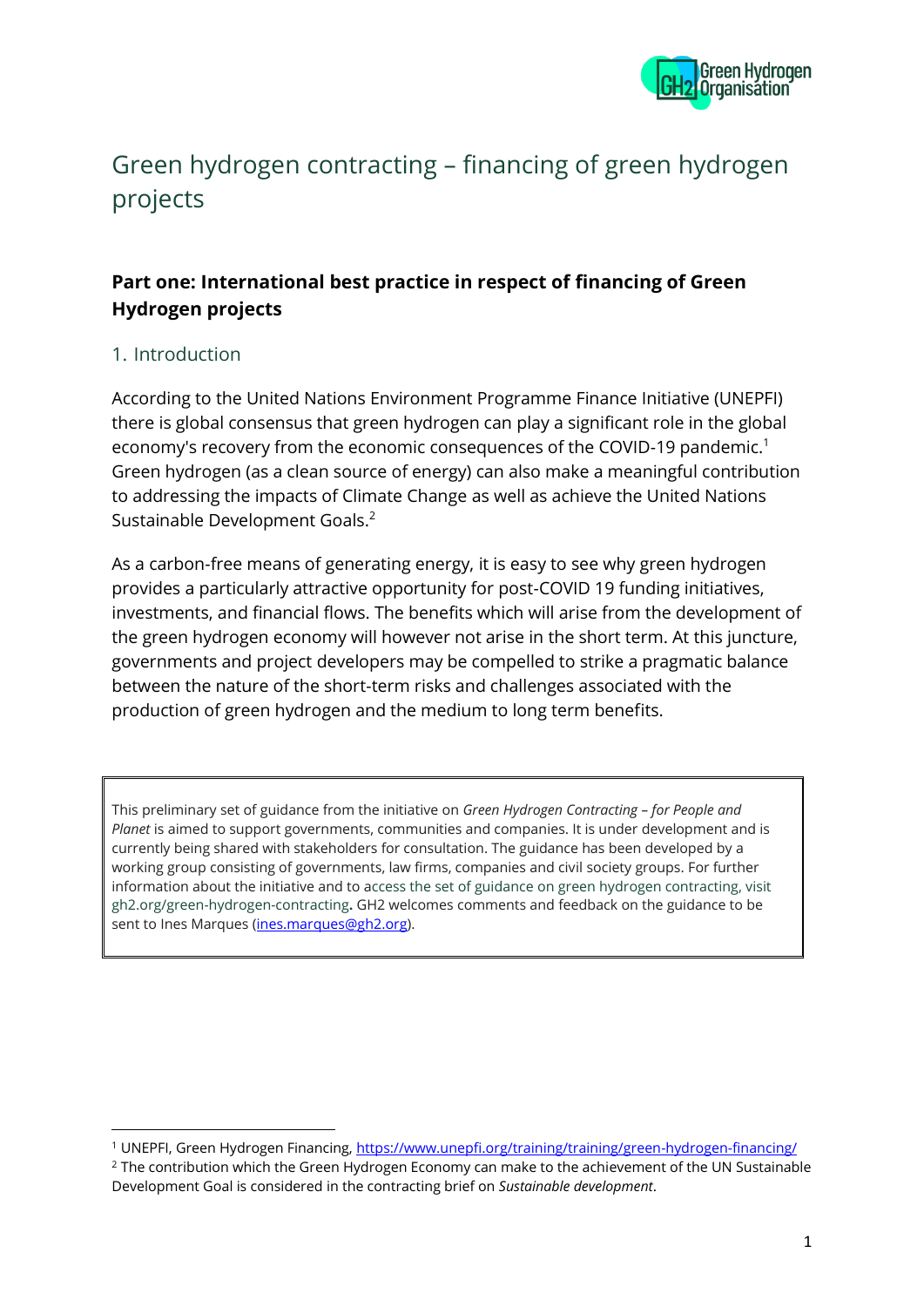# Green hydrogen contracting – financing of green hydrogen projects

## Part one: International best practice in respect of financing of Green Hydrogen projects

### 1. Introduction

According to the United Nations Environment Programme Finance Initiative (UNEPFI) there is global consensus that green hydrogen can play a significant role in the global economy's recovery from the economic consequences of the COVID-19 pandemic.[1] Green hydrogen (as a clean source of energy) can also make a meaningful contribution to addressing the impacts of Climate Change as well as achieve the United Nations Sustainable Development Goals.[2]

As a carbon-free means of generating energy, it is easy to see why green hydrogen provides a particularly attractive opportunity for post-COVID 19 funding initiatives, investments, and financial flows. The benefits which will arise from the development of the green hydrogen economy will however not arise in the short term. At this juncture, governments and project developers may be compelled to strike a pragmatic balance between the nature of the short-term risks and challenges associated with the production of green hydrogen and the medium to long term benefits.

> This preliminary set of guidance from the initiative on *Green Hydrogen Contracting – for People and Planet* is aimed to support governments, communities and companies. It is under development and is currently being shared with stakeholders for consultation. The guidance has been developed by a working group consisting of governments, law firms, companies and civil society groups. For further information about the initiative and to access the set of guidance on green hydrogen contracting, visit gh2.org/green-hydrogen-contracting**.** GH2 welcomes comments and feedback on the guidance to be sent to Ines Marques (ines.marques@gh2.org).

---

[1] UNEPFI, Green Hydrogen Financing, https://www.unepfi.org/training/training/green-hydrogen-financing/

[2] The contribution which the Green Hydrogen Economy can make to the achievement of the UN Sustainable Development Goal is considered in the contracting brief on *Sustainable development*.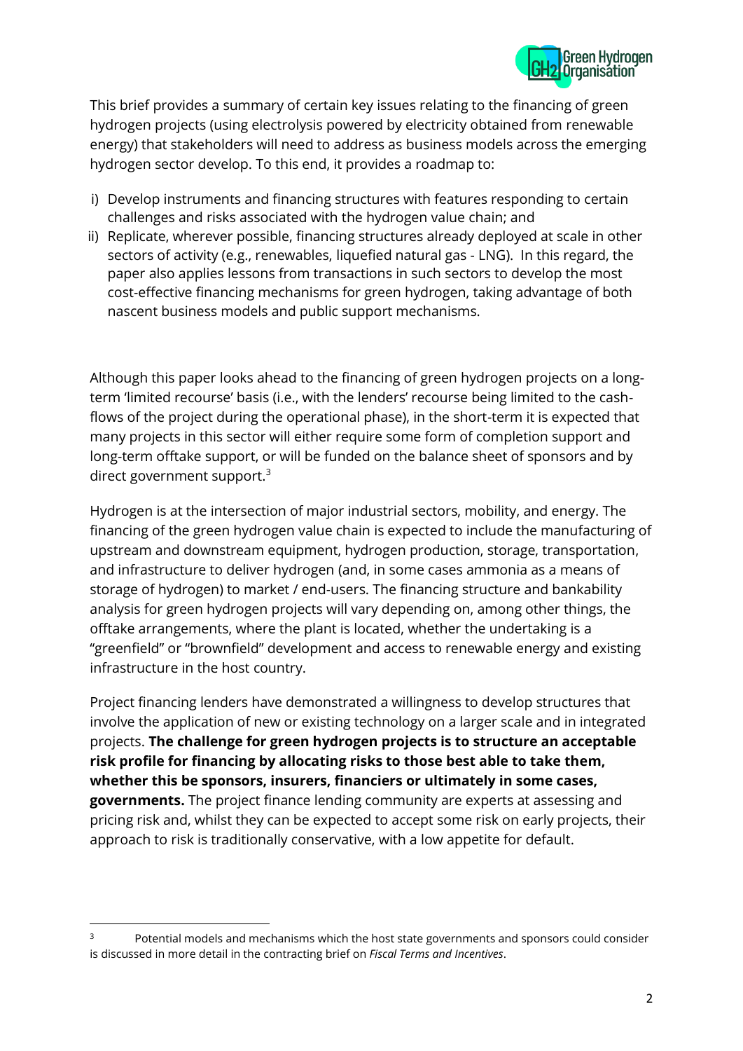This brief provides a summary of certain key issues relating to the financing of green hydrogen projects (using electrolysis powered by electricity obtained from renewable energy) that stakeholders will need to address as business models across the emerging hydrogen sector develop. To this end, it provides a roadmap to:

i) Develop instruments and financing structures with features responding to certain challenges and risks associated with the hydrogen value chain; and
ii) Replicate, wherever possible, financing structures already deployed at scale in other sectors of activity (e.g., renewables, liquefied natural gas - LNG). In this regard, the paper also applies lessons from transactions in such sectors to develop the most cost-effective financing mechanisms for green hydrogen, taking advantage of both nascent business models and public support mechanisms.

Although this paper looks ahead to the financing of green hydrogen projects on a long-term 'limited recourse' basis (i.e., with the lenders' recourse being limited to the cash-flows of the project during the operational phase), in the short-term it is expected that many projects in this sector will either require some form of completion support and long-term offtake support, or will be funded on the balance sheet of sponsors and by direct government support.[3]

Hydrogen is at the intersection of major industrial sectors, mobility, and energy. The financing of the green hydrogen value chain is expected to include the manufacturing of upstream and downstream equipment, hydrogen production, storage, transportation, and infrastructure to deliver hydrogen (and, in some cases ammonia as a means of storage of hydrogen) to market / end-users. The financing structure and bankability analysis for green hydrogen projects will vary depending on, among other things, the offtake arrangements, where the plant is located, whether the undertaking is a "greenfield" or "brownfield" development and access to renewable energy and existing infrastructure in the host country.

Project financing lenders have demonstrated a willingness to develop structures that involve the application of new or existing technology on a larger scale and in integrated projects. **The challenge for green hydrogen projects is to structure an acceptable risk profile for financing by allocating risks to those best able to take them, whether this be sponsors, insurers, financiers or ultimately in some cases, governments.** The project finance lending community are experts at assessing and pricing risk and, whilst they can be expected to accept some risk on early projects, their approach to risk is traditionally conservative, with a low appetite for default.

---

[3] Potential models and mechanisms which the host state governments and sponsors could consider is discussed in more detail in the contracting brief on *Fiscal Terms and Incentives*.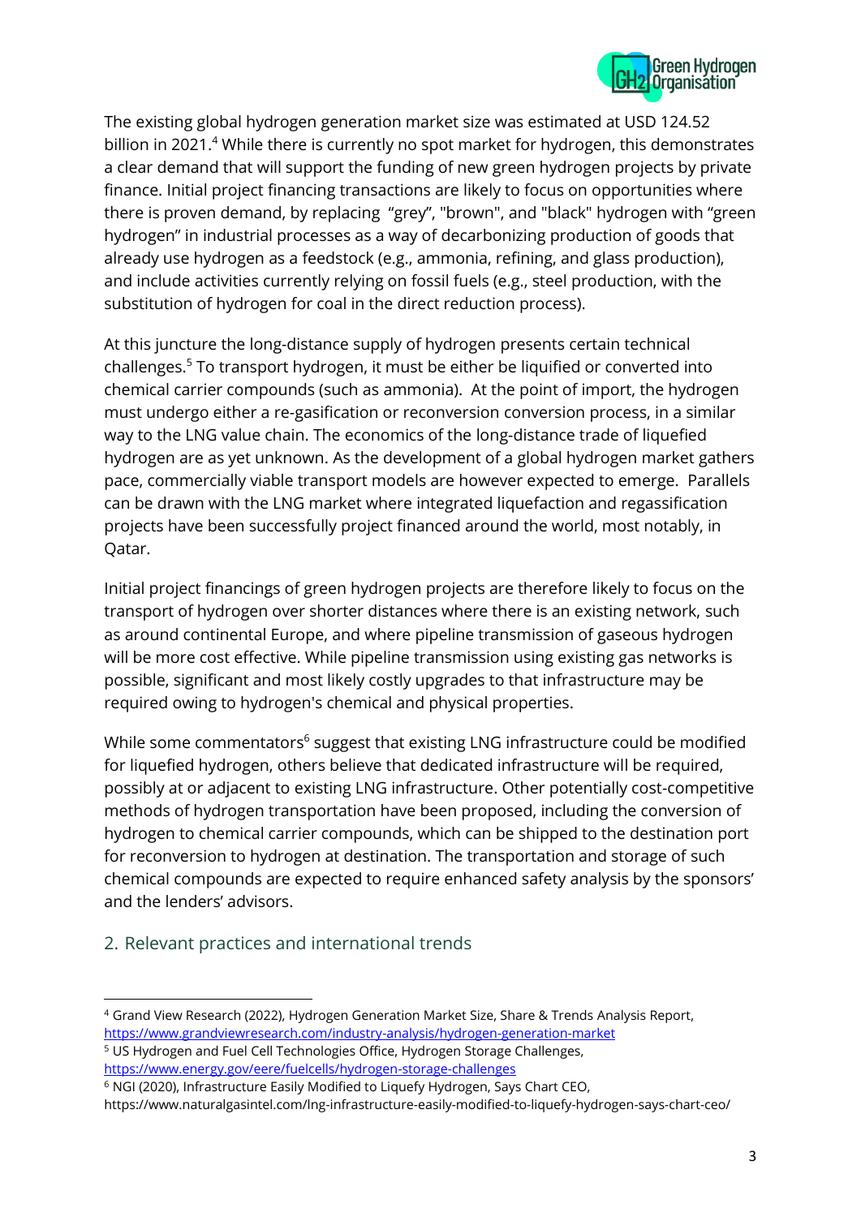The existing global hydrogen generation market size was estimated at USD 124.52 billion in 2021.[4] While there is currently no spot market for hydrogen, this demonstrates a clear demand that will support the funding of new green hydrogen projects by private finance. Initial project financing transactions are likely to focus on opportunities where there is proven demand, by replacing "grey", "brown", and "black" hydrogen with "green hydrogen" in industrial processes as a way of decarbonizing production of goods that already use hydrogen as a feedstock (e.g., ammonia, refining, and glass production), and include activities currently relying on fossil fuels (e.g., steel production, with the substitution of hydrogen for coal in the direct reduction process).

At this juncture the long-distance supply of hydrogen presents certain technical challenges.[5] To transport hydrogen, it must be either be liquified or converted into chemical carrier compounds (such as ammonia). At the point of import, the hydrogen must undergo either a re-gasification or reconversion conversion process, in a similar way to the LNG value chain. The economics of the long-distance trade of liquefied hydrogen are as yet unknown. As the development of a global hydrogen market gathers pace, commercially viable transport models are however expected to emerge. Parallels can be drawn with the LNG market where integrated liquefaction and regassification projects have been successfully project financed around the world, most notably, in Qatar.

Initial project financings of green hydrogen projects are therefore likely to focus on the transport of hydrogen over shorter distances where there is an existing network, such as around continental Europe, and where pipeline transmission of gaseous hydrogen will be more cost effective. While pipeline transmission using existing gas networks is possible, significant and most likely costly upgrades to that infrastructure may be required owing to hydrogen's chemical and physical properties.

While some commentators[6] suggest that existing LNG infrastructure could be modified for liquefied hydrogen, others believe that dedicated infrastructure will be required, possibly at or adjacent to existing LNG infrastructure. Other potentially cost-competitive methods of hydrogen transportation have been proposed, including the conversion of hydrogen to chemical carrier compounds, which can be shipped to the destination port for reconversion to hydrogen at destination. The transportation and storage of such chemical compounds are expected to require enhanced safety analysis by the sponsors' and the lenders' advisors.

## 2. Relevant practices and international trends

---

[4] Grand View Research (2022), Hydrogen Generation Market Size, Share & Trends Analysis Report, https://www.grandviewresearch.com/industry-analysis/hydrogen-generation-market

[5] US Hydrogen and Fuel Cell Technologies Office, Hydrogen Storage Challenges, https://www.energy.gov/eere/fuelcells/hydrogen-storage-challenges

[6] NGI (2020), Infrastructure Easily Modified to Liquefy Hydrogen, Says Chart CEO, https://www.naturalgasintel.com/lng-infrastructure-easily-modified-to-liquefy-hydrogen-says-chart-ceo/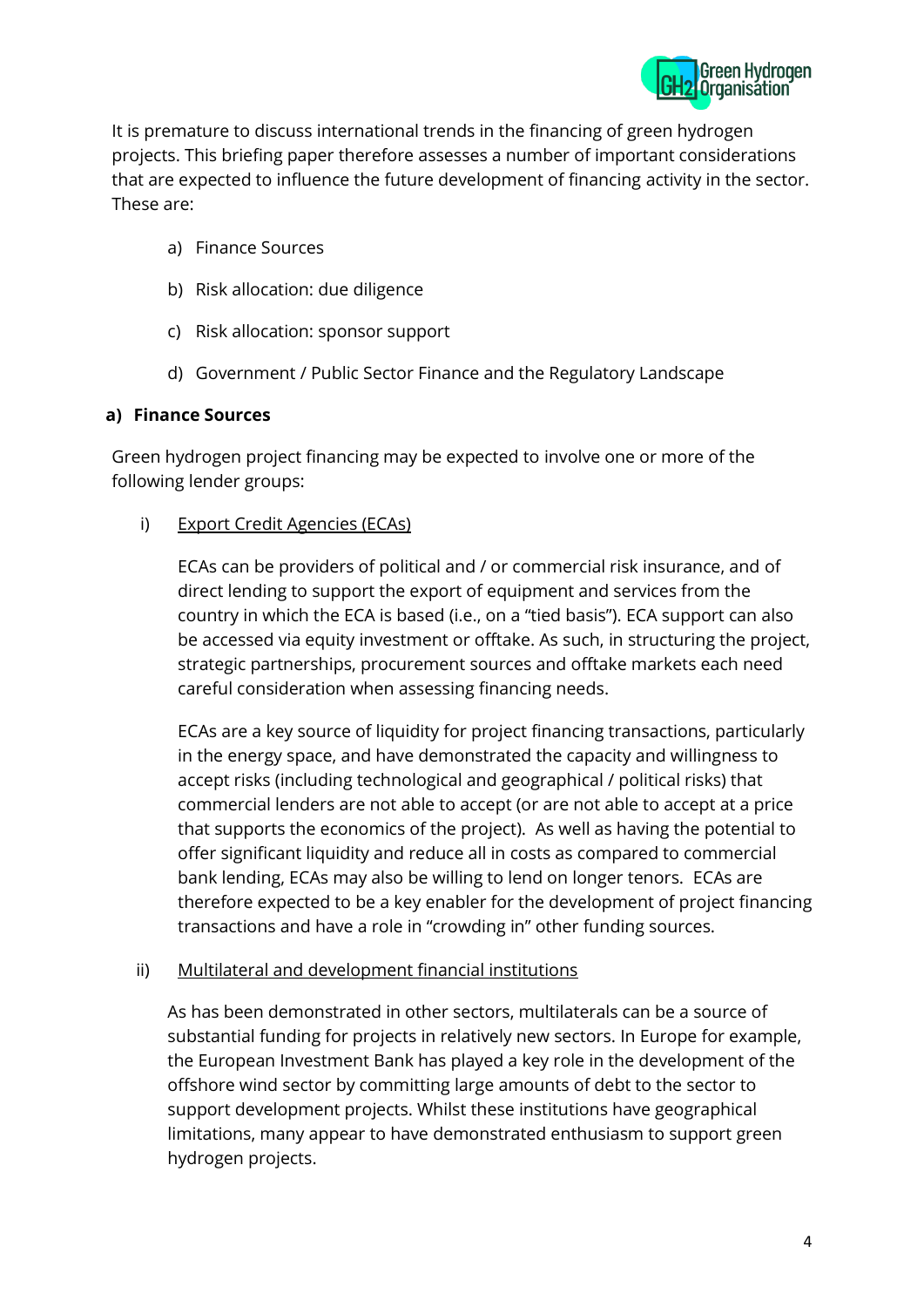It is premature to discuss international trends in the financing of green hydrogen projects. This briefing paper therefore assesses a number of important considerations that are expected to influence the future development of financing activity in the sector. These are:

a) Finance Sources

b) Risk allocation: due diligence

c) Risk allocation: sponsor support

d) Government / Public Sector Finance and the Regulatory Landscape

**a) Finance Sources**

Green hydrogen project financing may be expected to involve one or more of the following lender groups:

i) Export Credit Agencies (ECAs)

ECAs can be providers of political and / or commercial risk insurance, and of direct lending to support the export of equipment and services from the country in which the ECA is based (i.e., on a "tied basis"). ECA support can also be accessed via equity investment or offtake. As such, in structuring the project, strategic partnerships, procurement sources and offtake markets each need careful consideration when assessing financing needs.

ECAs are a key source of liquidity for project financing transactions, particularly in the energy space, and have demonstrated the capacity and willingness to accept risks (including technological and geographical / political risks) that commercial lenders are not able to accept (or are not able to accept at a price that supports the economics of the project). As well as having the potential to offer significant liquidity and reduce all in costs as compared to commercial bank lending, ECAs may also be willing to lend on longer tenors. ECAs are therefore expected to be a key enabler for the development of project financing transactions and have a role in "crowding in" other funding sources.

ii) Multilateral and development financial institutions

As has been demonstrated in other sectors, multilaterals can be a source of substantial funding for projects in relatively new sectors. In Europe for example, the European Investment Bank has played a key role in the development of the offshore wind sector by committing large amounts of debt to the sector to support development projects. Whilst these institutions have geographical limitations, many appear to have demonstrated enthusiasm to support green hydrogen projects.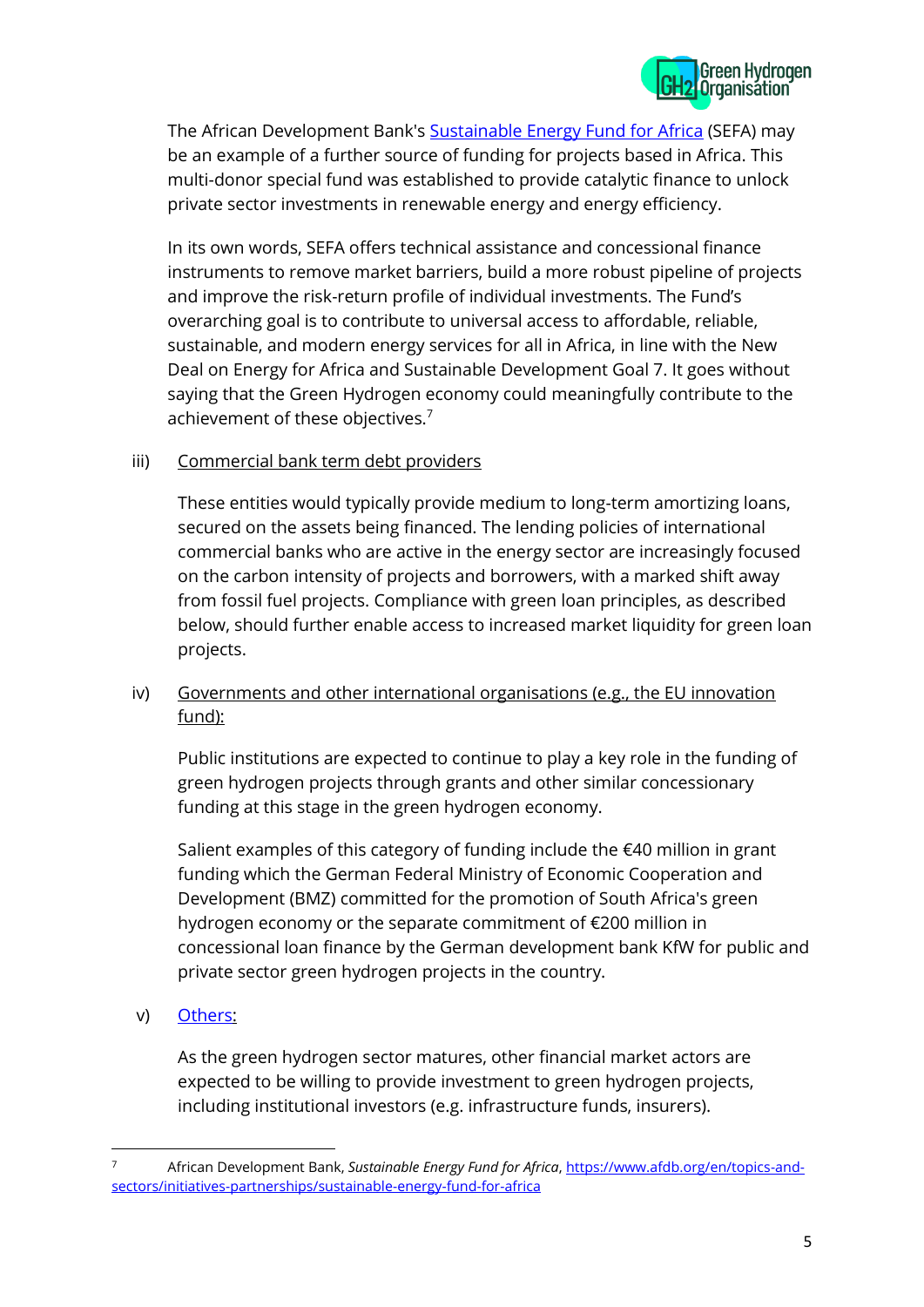The African Development Bank's [Sustainable Energy Fund for Africa](https://www.afdb.org/en/topics-and-sectors/initiatives-partnerships/sustainable-energy-fund-for-africa) (SEFA) may be an example of a further source of funding for projects based in Africa. This multi-donor special fund was established to provide catalytic finance to unlock private sector investments in renewable energy and energy efficiency.

In its own words, SEFA offers technical assistance and concessional finance instruments to remove market barriers, build a more robust pipeline of projects and improve the risk-return profile of individual investments. The Fund's overarching goal is to contribute to universal access to affordable, reliable, sustainable, and modern energy services for all in Africa, in line with the New Deal on Energy for Africa and Sustainable Development Goal 7. It goes without saying that the Green Hydrogen economy could meaningfully contribute to the achievement of these objectives.[7]

iii) <u>Commercial bank term debt providers</u>

These entities would typically provide medium to long-term amortizing loans, secured on the assets being financed. The lending policies of international commercial banks who are active in the energy sector are increasingly focused on the carbon intensity of projects and borrowers, with a marked shift away from fossil fuel projects. Compliance with green loan principles, as described below, should further enable access to increased market liquidity for green loan projects.

iv) <u>Governments and other international organisations (e.g., the EU innovation fund):</u>

Public institutions are expected to continue to play a key role in the funding of green hydrogen projects through grants and other similar concessionary funding at this stage in the green hydrogen economy.

Salient examples of this category of funding include the €40 million in grant funding which the German Federal Ministry of Economic Cooperation and Development (BMZ) committed for the promotion of South Africa's green hydrogen economy or the separate commitment of €200 million in concessional loan finance by the German development bank KfW for public and private sector green hydrogen projects in the country.

v) <u>Others:</u>

As the green hydrogen sector matures, other financial market actors are expected to be willing to provide investment to green hydrogen projects, including institutional investors (e.g. infrastructure funds, insurers).

---

[7] African Development Bank, *Sustainable Energy Fund for Africa*, https://www.afdb.org/en/topics-and-sectors/initiatives-partnerships/sustainable-energy-fund-for-africa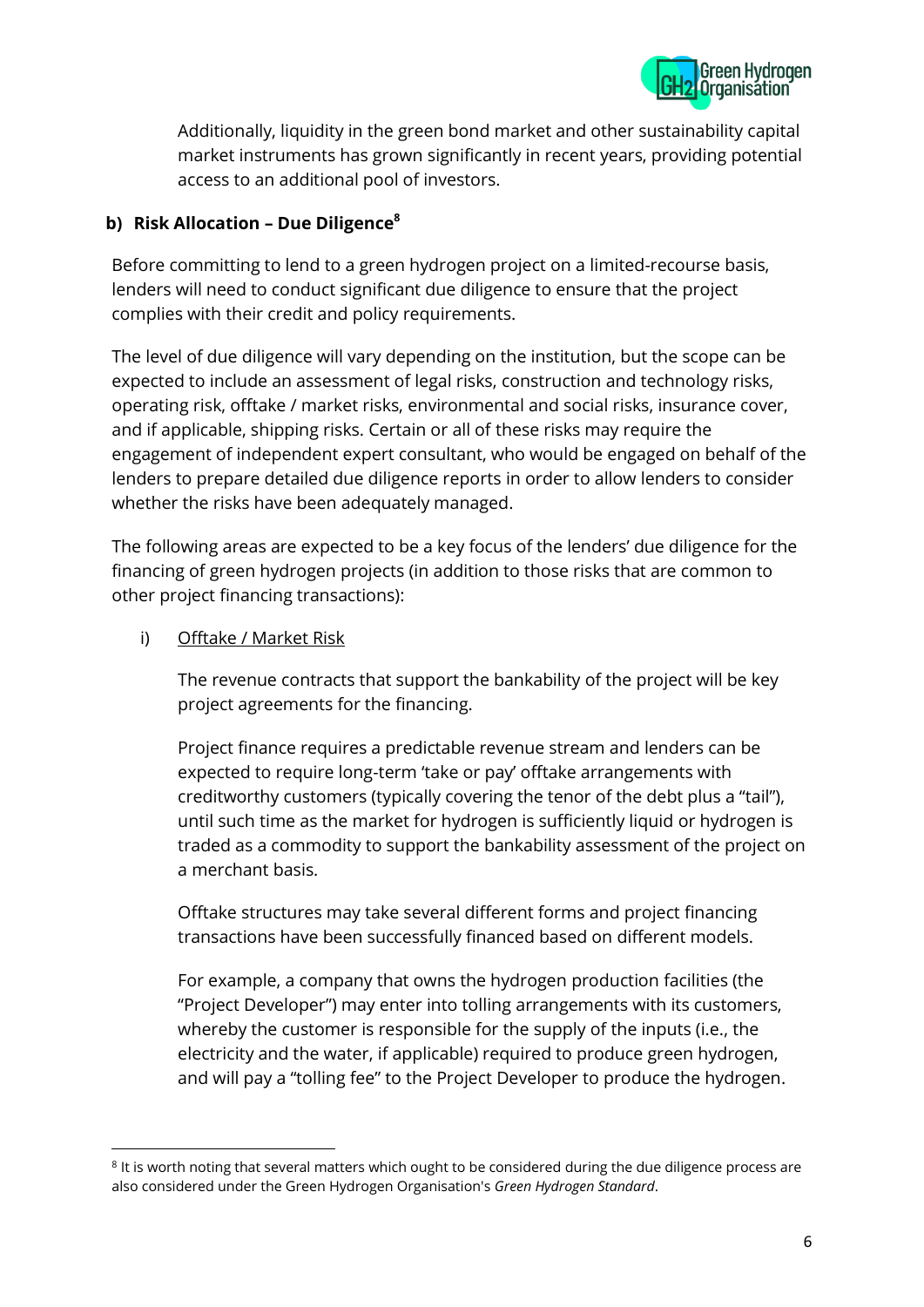Additionally, liquidity in the green bond market and other sustainability capital market instruments has grown significantly in recent years, providing potential access to an additional pool of investors.

### b) Risk Allocation – Due Diligence[8]

Before committing to lend to a green hydrogen project on a limited-recourse basis, lenders will need to conduct significant due diligence to ensure that the project complies with their credit and policy requirements.

The level of due diligence will vary depending on the institution, but the scope can be expected to include an assessment of legal risks, construction and technology risks, operating risk, offtake / market risks, environmental and social risks, insurance cover, and if applicable, shipping risks. Certain or all of these risks may require the engagement of independent expert consultant, who would be engaged on behalf of the lenders to prepare detailed due diligence reports in order to allow lenders to consider whether the risks have been adequately managed.

The following areas are expected to be a key focus of the lenders' due diligence for the financing of green hydrogen projects (in addition to those risks that are common to other project financing transactions):

i) Offtake / Market Risk

The revenue contracts that support the bankability of the project will be key project agreements for the financing.

Project finance requires a predictable revenue stream and lenders can be expected to require long-term 'take or pay' offtake arrangements with creditworthy customers (typically covering the tenor of the debt plus a "tail"), until such time as the market for hydrogen is sufficiently liquid or hydrogen is traded as a commodity to support the bankability assessment of the project on a merchant basis.

Offtake structures may take several different forms and project financing transactions have been successfully financed based on different models.

For example, a company that owns the hydrogen production facilities (the "Project Developer") may enter into tolling arrangements with its customers, whereby the customer is responsible for the supply of the inputs (i.e., the electricity and the water, if applicable) required to produce green hydrogen, and will pay a "tolling fee" to the Project Developer to produce the hydrogen.

---

[8] It is worth noting that several matters which ought to be considered during the due diligence process are also considered under the Green Hydrogen Organisation's *Green Hydrogen Standard*.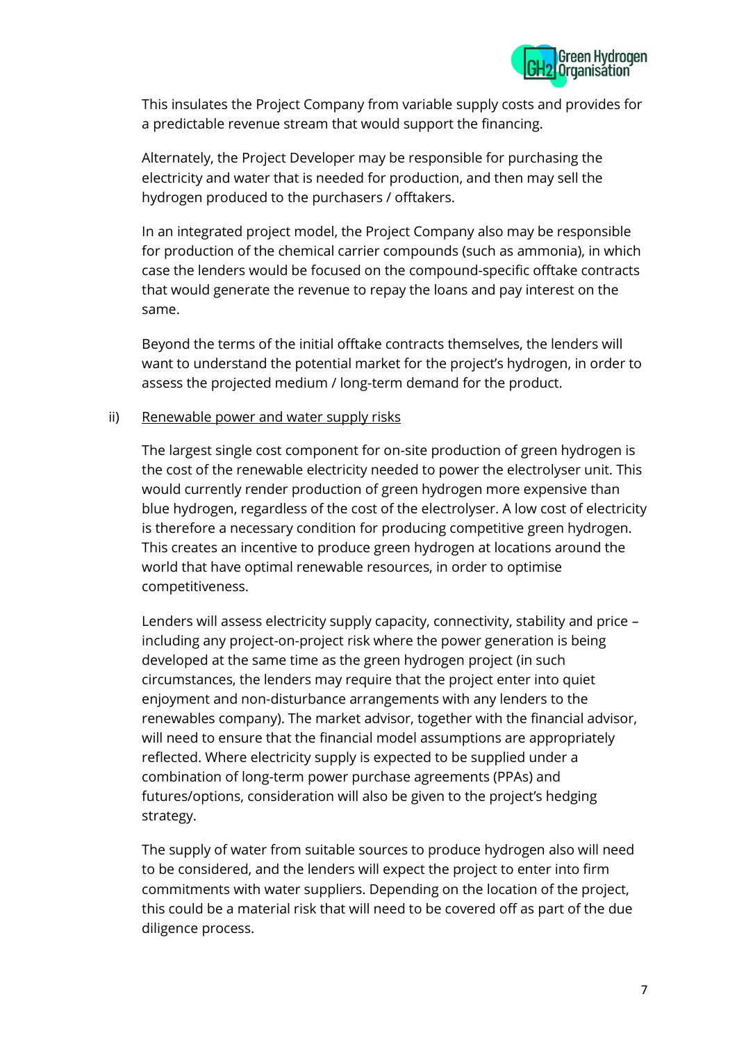This insulates the Project Company from variable supply costs and provides for a predictable revenue stream that would support the financing.

Alternately, the Project Developer may be responsible for purchasing the electricity and water that is needed for production, and then may sell the hydrogen produced to the purchasers / offtakers.

In an integrated project model, the Project Company also may be responsible for production of the chemical carrier compounds (such as ammonia), in which case the lenders would be focused on the compound-specific offtake contracts that would generate the revenue to repay the loans and pay interest on the same.

Beyond the terms of the initial offtake contracts themselves, the lenders will want to understand the potential market for the project's hydrogen, in order to assess the projected medium / long-term demand for the product.

ii) Renewable power and water supply risks

The largest single cost component for on-site production of green hydrogen is the cost of the renewable electricity needed to power the electrolyser unit. This would currently render production of green hydrogen more expensive than blue hydrogen, regardless of the cost of the electrolyser. A low cost of electricity is therefore a necessary condition for producing competitive green hydrogen. This creates an incentive to produce green hydrogen at locations around the world that have optimal renewable resources, in order to optimise competitiveness.

Lenders will assess electricity supply capacity, connectivity, stability and price – including any project-on-project risk where the power generation is being developed at the same time as the green hydrogen project (in such circumstances, the lenders may require that the project enter into quiet enjoyment and non-disturbance arrangements with any lenders to the renewables company). The market advisor, together with the financial advisor, will need to ensure that the financial model assumptions are appropriately reflected. Where electricity supply is expected to be supplied under a combination of long-term power purchase agreements (PPAs) and futures/options, consideration will also be given to the project's hedging strategy.

The supply of water from suitable sources to produce hydrogen also will need to be considered, and the lenders will expect the project to enter into firm commitments with water suppliers. Depending on the location of the project, this could be a material risk that will need to be covered off as part of the due diligence process.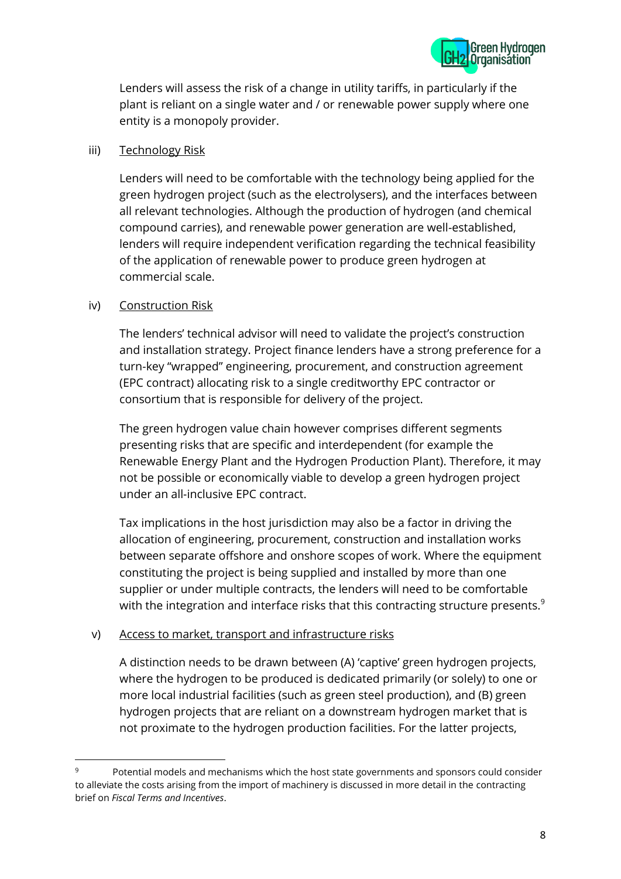Lenders will assess the risk of a change in utility tariffs, in particularly if the plant is reliant on a single water and / or renewable power supply where one entity is a monopoly provider.

iii) Technology Risk

Lenders will need to be comfortable with the technology being applied for the green hydrogen project (such as the electrolysers), and the interfaces between all relevant technologies. Although the production of hydrogen (and chemical compound carries), and renewable power generation are well-established, lenders will require independent verification regarding the technical feasibility of the application of renewable power to produce green hydrogen at commercial scale.

iv) Construction Risk

The lenders' technical advisor will need to validate the project's construction and installation strategy. Project finance lenders have a strong preference for a turn-key "wrapped" engineering, procurement, and construction agreement (EPC contract) allocating risk to a single creditworthy EPC contractor or consortium that is responsible for delivery of the project.

The green hydrogen value chain however comprises different segments presenting risks that are specific and interdependent (for example the Renewable Energy Plant and the Hydrogen Production Plant). Therefore, it may not be possible or economically viable to develop a green hydrogen project under an all-inclusive EPC contract.

Tax implications in the host jurisdiction may also be a factor in driving the allocation of engineering, procurement, construction and installation works between separate offshore and onshore scopes of work. Where the equipment constituting the project is being supplied and installed by more than one supplier or under multiple contracts, the lenders will need to be comfortable with the integration and interface risks that this contracting structure presents.[9]

v) Access to market, transport and infrastructure risks

A distinction needs to be drawn between (A) 'captive' green hydrogen projects, where the hydrogen to be produced is dedicated primarily (or solely) to one or more local industrial facilities (such as green steel production), and (B) green hydrogen projects that are reliant on a downstream hydrogen market that is not proximate to the hydrogen production facilities. For the latter projects,

---

[9] Potential models and mechanisms which the host state governments and sponsors could consider to alleviate the costs arising from the import of machinery is discussed in more detail in the contracting brief on *Fiscal Terms and Incentives*.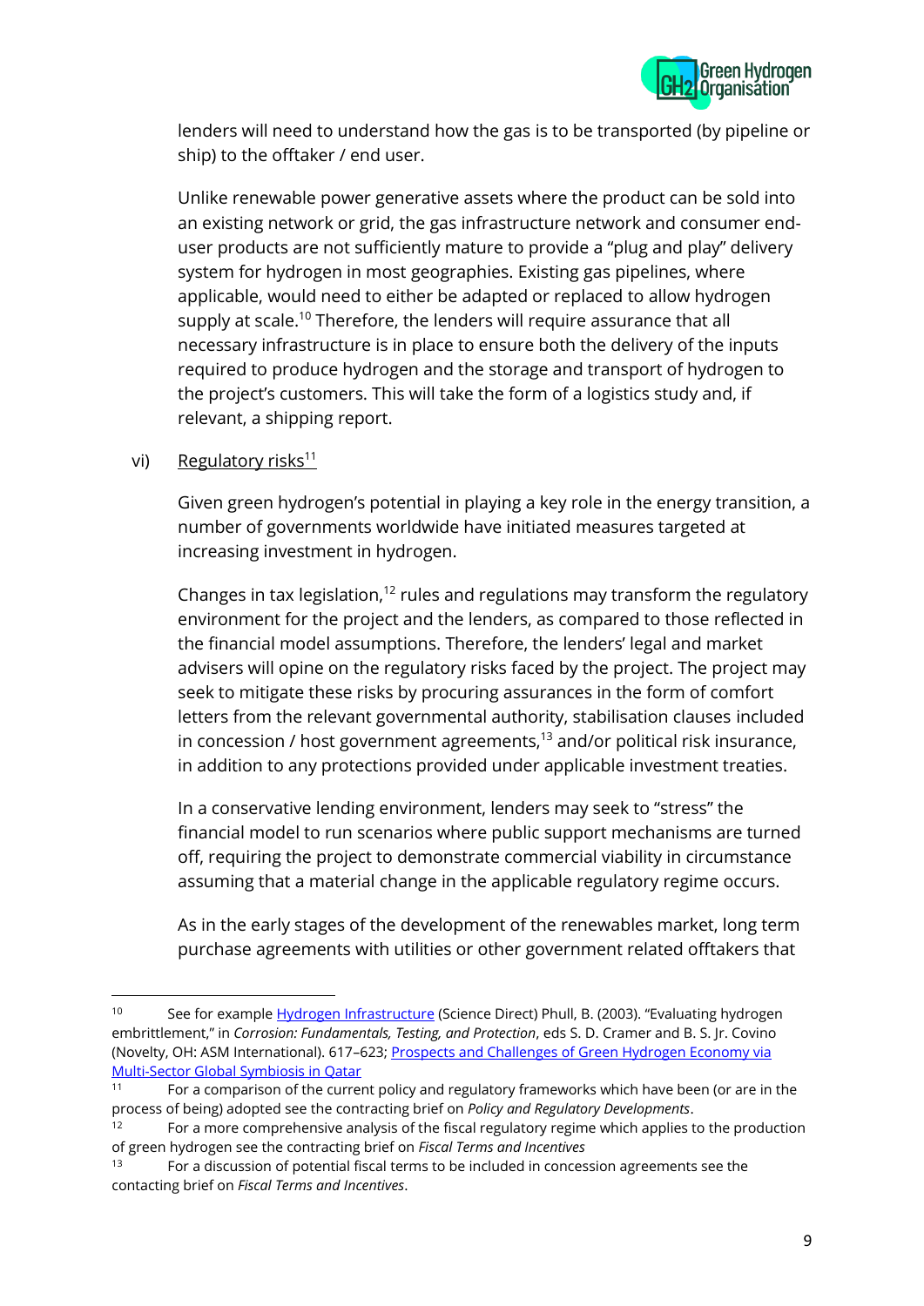lenders will need to understand how the gas is to be transported (by pipeline or ship) to the offtaker / end user.

Unlike renewable power generative assets where the product can be sold into an existing network or grid, the gas infrastructure network and consumer end-user products are not sufficiently mature to provide a "plug and play" delivery system for hydrogen in most geographies. Existing gas pipelines, where applicable, would need to either be adapted or replaced to allow hydrogen supply at scale.[10] Therefore, the lenders will require assurance that all necessary infrastructure is in place to ensure both the delivery of the inputs required to produce hydrogen and the storage and transport of hydrogen to the project's customers. This will take the form of a logistics study and, if relevant, a shipping report.

vi) Regulatory risks[11]

Given green hydrogen's potential in playing a key role in the energy transition, a number of governments worldwide have initiated measures targeted at increasing investment in hydrogen.

Changes in tax legislation,[12] rules and regulations may transform the regulatory environment for the project and the lenders, as compared to those reflected in the financial model assumptions. Therefore, the lenders' legal and market advisers will opine on the regulatory risks faced by the project. The project may seek to mitigate these risks by procuring assurances in the form of comfort letters from the relevant governmental authority, stabilisation clauses included in concession / host government agreements,[13] and/or political risk insurance, in addition to any protections provided under applicable investment treaties.

In a conservative lending environment, lenders may seek to "stress" the financial model to run scenarios where public support mechanisms are turned off, requiring the project to demonstrate commercial viability in circumstance assuming that a material change in the applicable regulatory regime occurs.

As in the early stages of the development of the renewables market, long term purchase agreements with utilities or other government related offtakers that

---

[10] See for example Hydrogen Infrastructure (Science Direct) Phull, B. (2003). "Evaluating hydrogen embrittlement," in *Corrosion: Fundamentals, Testing, and Protection*, eds S. D. Cramer and B. S. Jr. Covino (Novelty, OH: ASM International). 617–623; Prospects and Challenges of Green Hydrogen Economy via Multi-Sector Global Symbiosis in Qatar

[11] For a comparison of the current policy and regulatory frameworks which have been (or are in the process of being) adopted see the contracting brief on *Policy and Regulatory Developments*.

[12] For a more comprehensive analysis of the fiscal regulatory regime which applies to the production of green hydrogen see the contracting brief on *Fiscal Terms and Incentives*

[13] For a discussion of potential fiscal terms to be included in concession agreements see the contacting brief on *Fiscal Terms and Incentives*.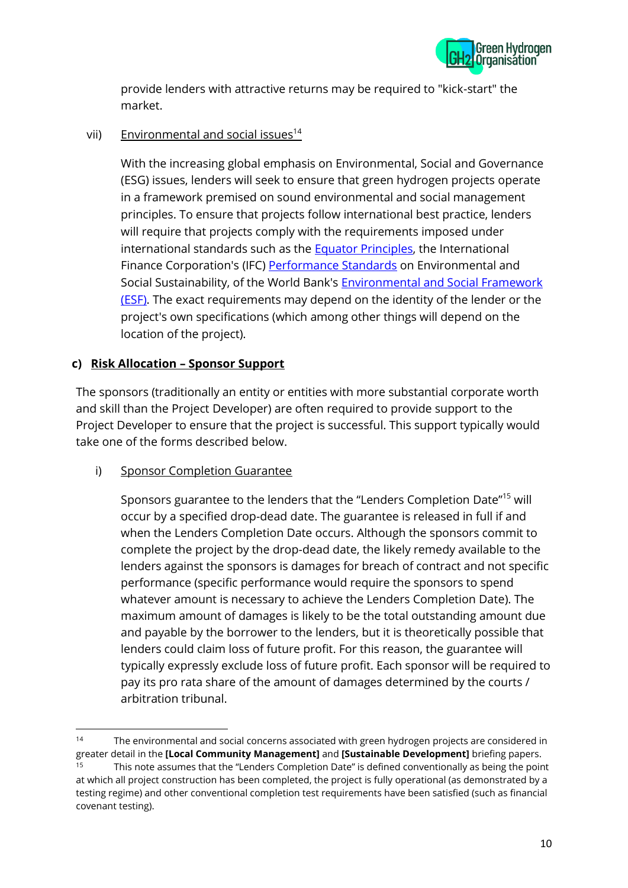provide lenders with attractive returns may be required to "kick-start" the market.

vii) Environmental and social issues[14]

With the increasing global emphasis on Environmental, Social and Governance (ESG) issues, lenders will seek to ensure that green hydrogen projects operate in a framework premised on sound environmental and social management principles. To ensure that projects follow international best practice, lenders will require that projects comply with the requirements imposed under international standards such as the Equator Principles, the International Finance Corporation's (IFC) Performance Standards on Environmental and Social Sustainability, of the World Bank's Environmental and Social Framework (ESF). The exact requirements may depend on the identity of the lender or the project's own specifications (which among other things will depend on the location of the project).

### c) Risk Allocation – Sponsor Support

The sponsors (traditionally an entity or entities with more substantial corporate worth and skill than the Project Developer) are often required to provide support to the Project Developer to ensure that the project is successful. This support typically would take one of the forms described below.

i) Sponsor Completion Guarantee

Sponsors guarantee to the lenders that the "Lenders Completion Date"[15] will occur by a specified drop-dead date. The guarantee is released in full if and when the Lenders Completion Date occurs. Although the sponsors commit to complete the project by the drop-dead date, the likely remedy available to the lenders against the sponsors is damages for breach of contract and not specific performance (specific performance would require the sponsors to spend whatever amount is necessary to achieve the Lenders Completion Date). The maximum amount of damages is likely to be the total outstanding amount due and payable by the borrower to the lenders, but it is theoretically possible that lenders could claim loss of future profit. For this reason, the guarantee will typically expressly exclude loss of future profit. Each sponsor will be required to pay its pro rata share of the amount of damages determined by the courts / arbitration tribunal.

---

[14] The environmental and social concerns associated with green hydrogen projects are considered in greater detail in the **[Local Community Management]** and **[Sustainable Development]** briefing papers.

[15] This note assumes that the "Lenders Completion Date" is defined conventionally as being the point at which all project construction has been completed, the project is fully operational (as demonstrated by a testing regime) and other conventional completion test requirements have been satisfied (such as financial covenant testing).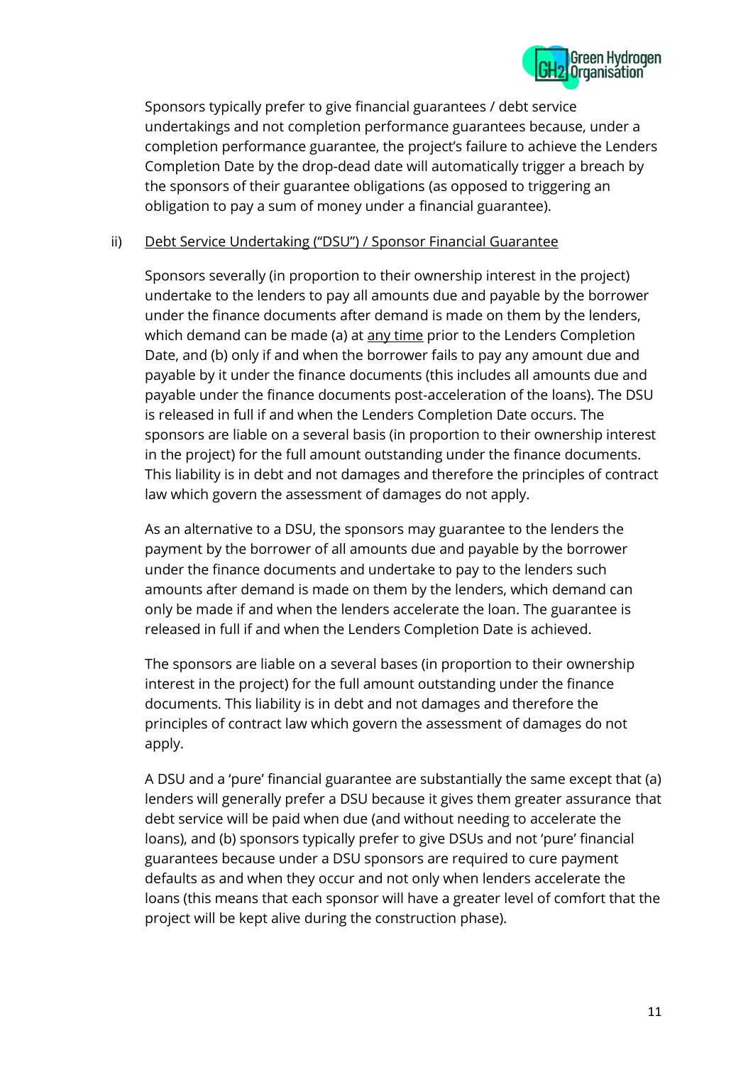Sponsors typically prefer to give financial guarantees / debt service undertakings and not completion performance guarantees because, under a completion performance guarantee, the project's failure to achieve the Lenders Completion Date by the drop-dead date will automatically trigger a breach by the sponsors of their guarantee obligations (as opposed to triggering an obligation to pay a sum of money under a financial guarantee).

ii) <u>Debt Service Undertaking ("DSU") / Sponsor Financial Guarantee</u>

Sponsors severally (in proportion to their ownership interest in the project) undertake to the lenders to pay all amounts due and payable by the borrower under the finance documents after demand is made on them by the lenders, which demand can be made (a) at <u>any time</u> prior to the Lenders Completion Date, and (b) only if and when the borrower fails to pay any amount due and payable by it under the finance documents (this includes all amounts due and payable under the finance documents post-acceleration of the loans). The DSU is released in full if and when the Lenders Completion Date occurs. The sponsors are liable on a several basis (in proportion to their ownership interest in the project) for the full amount outstanding under the finance documents. This liability is in debt and not damages and therefore the principles of contract law which govern the assessment of damages do not apply.

As an alternative to a DSU, the sponsors may guarantee to the lenders the payment by the borrower of all amounts due and payable by the borrower under the finance documents and undertake to pay to the lenders such amounts after demand is made on them by the lenders, which demand can only be made if and when the lenders accelerate the loan. The guarantee is released in full if and when the Lenders Completion Date is achieved.

The sponsors are liable on a several bases (in proportion to their ownership interest in the project) for the full amount outstanding under the finance documents. This liability is in debt and not damages and therefore the principles of contract law which govern the assessment of damages do not apply.

A DSU and a 'pure' financial guarantee are substantially the same except that (a) lenders will generally prefer a DSU because it gives them greater assurance that debt service will be paid when due (and without needing to accelerate the loans), and (b) sponsors typically prefer to give DSUs and not 'pure' financial guarantees because under a DSU sponsors are required to cure payment defaults as and when they occur and not only when lenders accelerate the loans (this means that each sponsor will have a greater level of comfort that the project will be kept alive during the construction phase).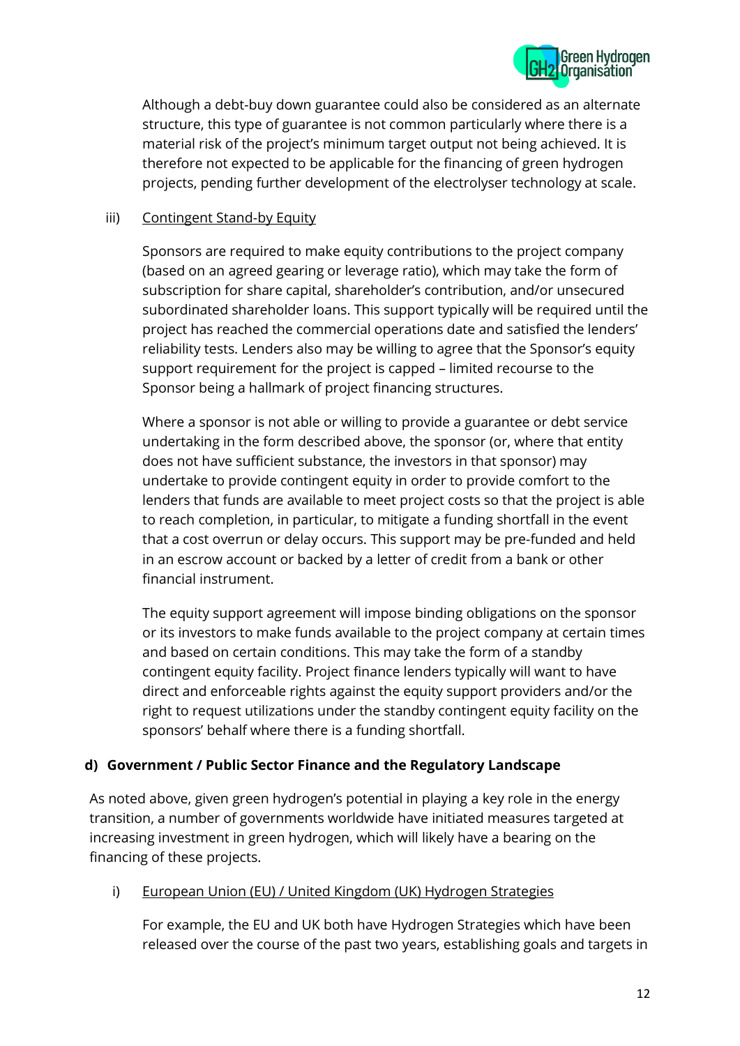Although a debt-buy down guarantee could also be considered as an alternate structure, this type of guarantee is not common particularly where there is a material risk of the project's minimum target output not being achieved. It is therefore not expected to be applicable for the financing of green hydrogen projects, pending further development of the electrolyser technology at scale.

iii) Contingent Stand-by Equity

Sponsors are required to make equity contributions to the project company (based on an agreed gearing or leverage ratio), which may take the form of subscription for share capital, shareholder's contribution, and/or unsecured subordinated shareholder loans. This support typically will be required until the project has reached the commercial operations date and satisfied the lenders' reliability tests. Lenders also may be willing to agree that the Sponsor's equity support requirement for the project is capped – limited recourse to the Sponsor being a hallmark of project financing structures.

Where a sponsor is not able or willing to provide a guarantee or debt service undertaking in the form described above, the sponsor (or, where that entity does not have sufficient substance, the investors in that sponsor) may undertake to provide contingent equity in order to provide comfort to the lenders that funds are available to meet project costs so that the project is able to reach completion, in particular, to mitigate a funding shortfall in the event that a cost overrun or delay occurs. This support may be pre-funded and held in an escrow account or backed by a letter of credit from a bank or other financial instrument.

The equity support agreement will impose binding obligations on the sponsor or its investors to make funds available to the project company at certain times and based on certain conditions. This may take the form of a standby contingent equity facility. Project finance lenders typically will want to have direct and enforceable rights against the equity support providers and/or the right to request utilizations under the standby contingent equity facility on the sponsors' behalf where there is a funding shortfall.

### d) Government / Public Sector Finance and the Regulatory Landscape

As noted above, given green hydrogen's potential in playing a key role in the energy transition, a number of governments worldwide have initiated measures targeted at increasing investment in green hydrogen, which will likely have a bearing on the financing of these projects.

i) European Union (EU) / United Kingdom (UK) Hydrogen Strategies

For example, the EU and UK both have Hydrogen Strategies which have been released over the course of the past two years, establishing goals and targets in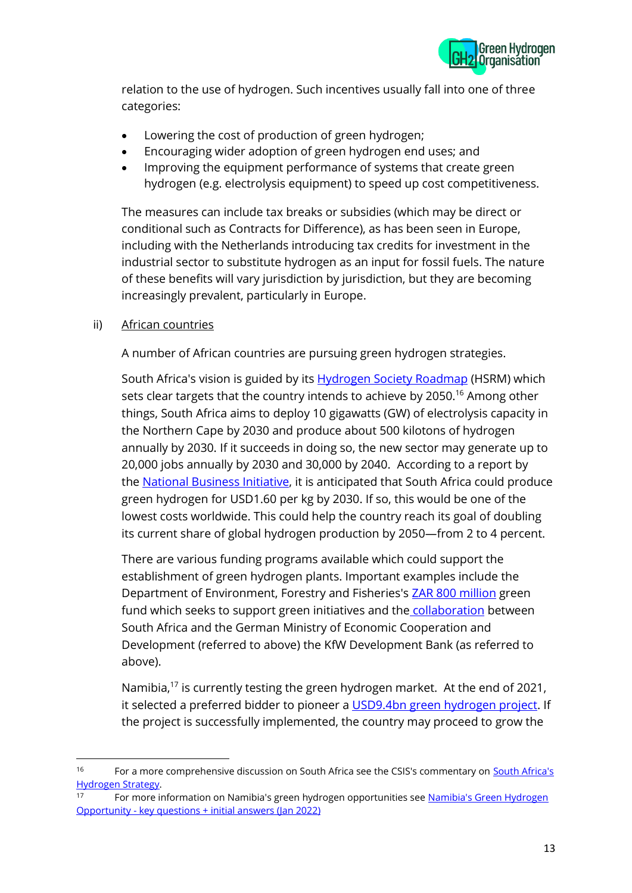relation to the use of hydrogen. Such incentives usually fall into one of three categories:

- Lowering the cost of production of green hydrogen;
- Encouraging wider adoption of green hydrogen end uses; and
- Improving the equipment performance of systems that create green hydrogen (e.g. electrolysis equipment) to speed up cost competitiveness.

The measures can include tax breaks or subsidies (which may be direct or conditional such as Contracts for Difference), as has been seen in Europe, including with the Netherlands introducing tax credits for investment in the industrial sector to substitute hydrogen as an input for fossil fuels. The nature of these benefits will vary jurisdiction by jurisdiction, but they are becoming increasingly prevalent, particularly in Europe.

ii) African countries

A number of African countries are pursuing green hydrogen strategies.

South Africa's vision is guided by its Hydrogen Society Roadmap (HSRM) which sets clear targets that the country intends to achieve by 2050.[16] Among other things, South Africa aims to deploy 10 gigawatts (GW) of electrolysis capacity in the Northern Cape by 2030 and produce about 500 kilotons of hydrogen annually by 2030. If it succeeds in doing so, the new sector may generate up to 20,000 jobs annually by 2030 and 30,000 by 2040. According to a report by the National Business Initiative, it is anticipated that South Africa could produce green hydrogen for USD1.60 per kg by 2030. If so, this would be one of the lowest costs worldwide. This could help the country reach its goal of doubling its current share of global hydrogen production by 2050—from 2 to 4 percent.

There are various funding programs available which could support the establishment of green hydrogen plants. Important examples include the Department of Environment, Forestry and Fisheries's ZAR 800 million green fund which seeks to support green initiatives and the collaboration between South Africa and the German Ministry of Economic Cooperation and Development (referred to above) the KfW Development Bank (as referred to above).

Namibia,[17] is currently testing the green hydrogen market. At the end of 2021, it selected a preferred bidder to pioneer a USD9.4bn green hydrogen project. If the project is successfully implemented, the country may proceed to grow the

---

[16] For a more comprehensive discussion on South Africa see the CSIS's commentary on South Africa's Hydrogen Strategy.

[17] For more information on Namibia's green hydrogen opportunities see Namibia's Green Hydrogen Opportunity - key questions + initial answers (Jan 2022)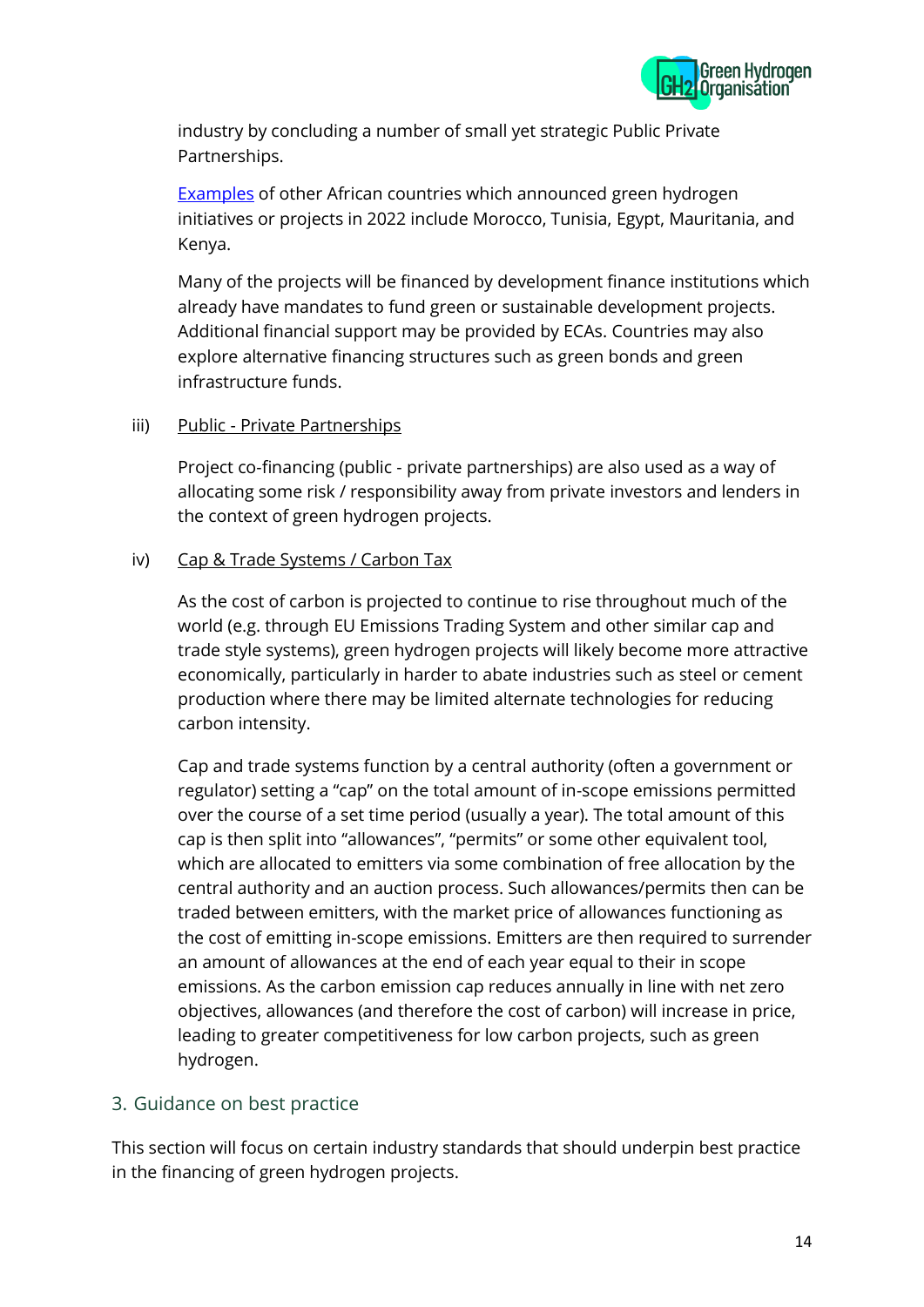industry by concluding a number of small yet strategic Public Private Partnerships.

[Examples] of other African countries which announced green hydrogen initiatives or projects in 2022 include Morocco, Tunisia, Egypt, Mauritania, and Kenya.

Many of the projects will be financed by development finance institutions which already have mandates to fund green or sustainable development projects. Additional financial support may be provided by ECAs. Countries may also explore alternative financing structures such as green bonds and green infrastructure funds.

iii) Public - Private Partnerships

Project co-financing (public - private partnerships) are also used as a way of allocating some risk / responsibility away from private investors and lenders in the context of green hydrogen projects.

iv) Cap & Trade Systems / Carbon Tax

As the cost of carbon is projected to continue to rise throughout much of the world (e.g. through EU Emissions Trading System and other similar cap and trade style systems), green hydrogen projects will likely become more attractive economically, particularly in harder to abate industries such as steel or cement production where there may be limited alternate technologies for reducing carbon intensity.

Cap and trade systems function by a central authority (often a government or regulator) setting a "cap" on the total amount of in-scope emissions permitted over the course of a set time period (usually a year). The total amount of this cap is then split into "allowances", "permits" or some other equivalent tool, which are allocated to emitters via some combination of free allocation by the central authority and an auction process. Such allowances/permits then can be traded between emitters, with the market price of allowances functioning as the cost of emitting in-scope emissions. Emitters are then required to surrender an amount of allowances at the end of each year equal to their in scope emissions. As the carbon emission cap reduces annually in line with net zero objectives, allowances (and therefore the cost of carbon) will increase in price, leading to greater competitiveness for low carbon projects, such as green hydrogen.

## 3. Guidance on best practice

This section will focus on certain industry standards that should underpin best practice in the financing of green hydrogen projects.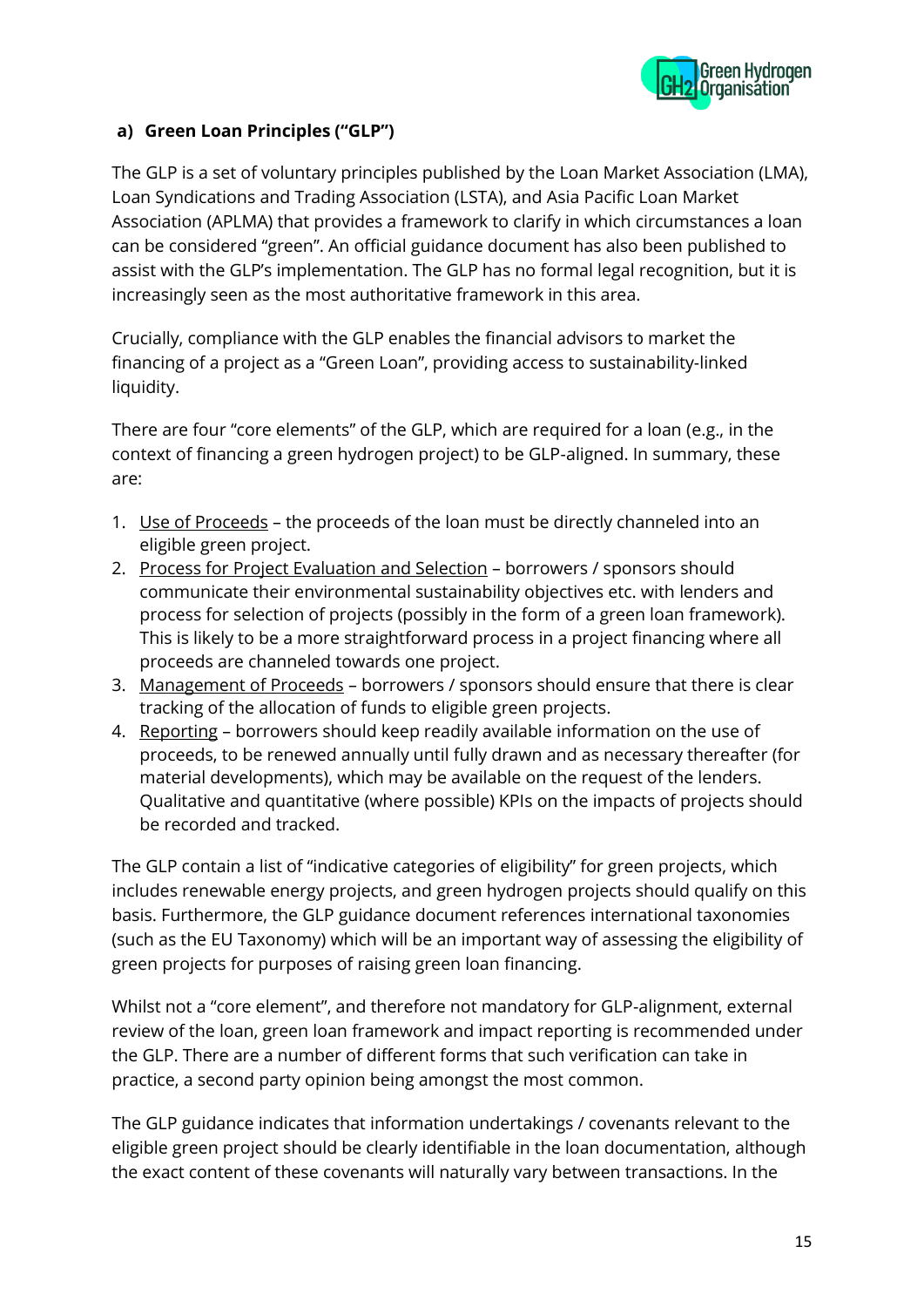### a) Green Loan Principles ("GLP")

The GLP is a set of voluntary principles published by the Loan Market Association (LMA), Loan Syndications and Trading Association (LSTA), and Asia Pacific Loan Market Association (APLMA) that provides a framework to clarify in which circumstances a loan can be considered "green". An official guidance document has also been published to assist with the GLP's implementation. The GLP has no formal legal recognition, but it is increasingly seen as the most authoritative framework in this area.

Crucially, compliance with the GLP enables the financial advisors to market the financing of a project as a "Green Loan", providing access to sustainability-linked liquidity.

There are four "core elements" of the GLP, which are required for a loan (e.g., in the context of financing a green hydrogen project) to be GLP-aligned. In summary, these are:

1. Use of Proceeds – the proceeds of the loan must be directly channeled into an eligible green project.
2. Process for Project Evaluation and Selection – borrowers / sponsors should communicate their environmental sustainability objectives etc. with lenders and process for selection of projects (possibly in the form of a green loan framework). This is likely to be a more straightforward process in a project financing where all proceeds are channeled towards one project.
3. Management of Proceeds – borrowers / sponsors should ensure that there is clear tracking of the allocation of funds to eligible green projects.
4. Reporting – borrowers should keep readily available information on the use of proceeds, to be renewed annually until fully drawn and as necessary thereafter (for material developments), which may be available on the request of the lenders. Qualitative and quantitative (where possible) KPIs on the impacts of projects should be recorded and tracked.

The GLP contain a list of "indicative categories of eligibility" for green projects, which includes renewable energy projects, and green hydrogen projects should qualify on this basis. Furthermore, the GLP guidance document references international taxonomies (such as the EU Taxonomy) which will be an important way of assessing the eligibility of green projects for purposes of raising green loan financing.

Whilst not a "core element", and therefore not mandatory for GLP-alignment, external review of the loan, green loan framework and impact reporting is recommended under the GLP. There are a number of different forms that such verification can take in practice, a second party opinion being amongst the most common.

The GLP guidance indicates that information undertakings / covenants relevant to the eligible green project should be clearly identifiable in the loan documentation, although the exact content of these covenants will naturally vary between transactions. In the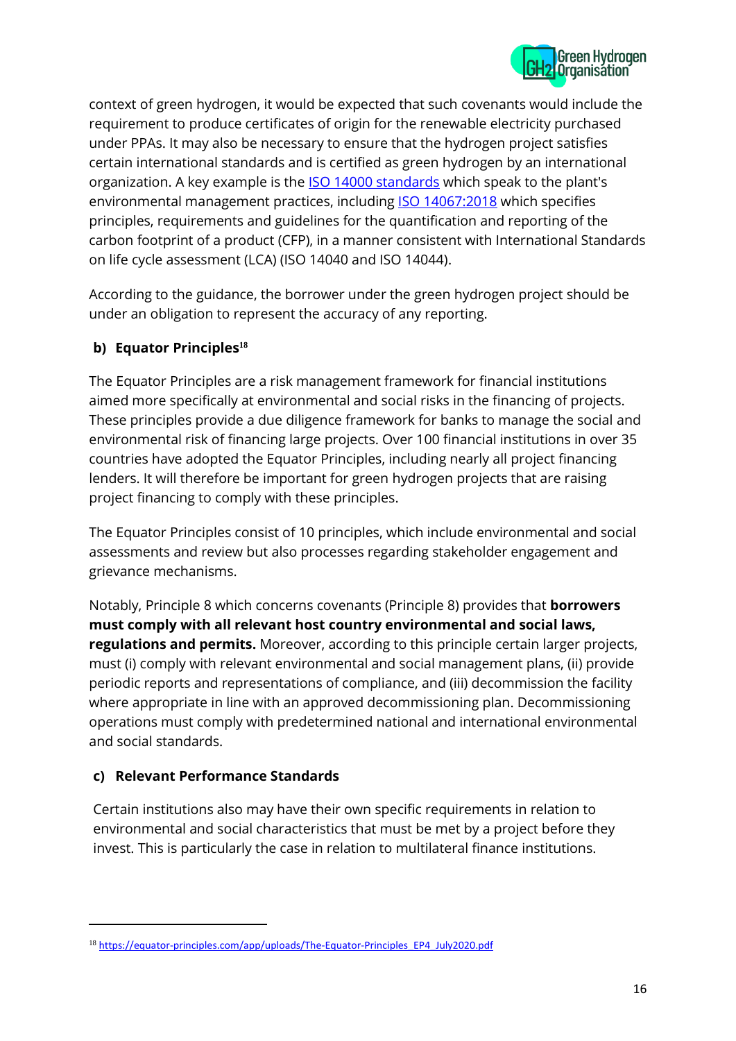context of green hydrogen, it would be expected that such covenants would include the requirement to produce certificates of origin for the renewable electricity purchased under PPAs. It may also be necessary to ensure that the hydrogen project satisfies certain international standards and is certified as green hydrogen by an international organization. A key example is the [ISO 14000 standards]() which speak to the plant's environmental management practices, including [ISO 14067:2018]() which specifies principles, requirements and guidelines for the quantification and reporting of the carbon footprint of a product (CFP), in a manner consistent with International Standards on life cycle assessment (LCA) (ISO 14040 and ISO 14044).

According to the guidance, the borrower under the green hydrogen project should be under an obligation to represent the accuracy of any reporting.

### b) Equator Principles[18]

The Equator Principles are a risk management framework for financial institutions aimed more specifically at environmental and social risks in the financing of projects. These principles provide a due diligence framework for banks to manage the social and environmental risk of financing large projects. Over 100 financial institutions in over 35 countries have adopted the Equator Principles, including nearly all project financing lenders. It will therefore be important for green hydrogen projects that are raising project financing to comply with these principles.

The Equator Principles consist of 10 principles, which include environmental and social assessments and review but also processes regarding stakeholder engagement and grievance mechanisms.

Notably, Principle 8 which concerns covenants (Principle 8) provides that **borrowers must comply with all relevant host country environmental and social laws, regulations and permits.** Moreover, according to this principle certain larger projects, must (i) comply with relevant environmental and social management plans, (ii) provide periodic reports and representations of compliance, and (iii) decommission the facility where appropriate in line with an approved decommissioning plan. Decommissioning operations must comply with predetermined national and international environmental and social standards.

### c) Relevant Performance Standards

Certain institutions also may have their own specific requirements in relation to environmental and social characteristics that must be met by a project before they invest. This is particularly the case in relation to multilateral finance institutions.

---

[18] https://equator-principles.com/app/uploads/The-Equator-Principles_EP4_July2020.pdf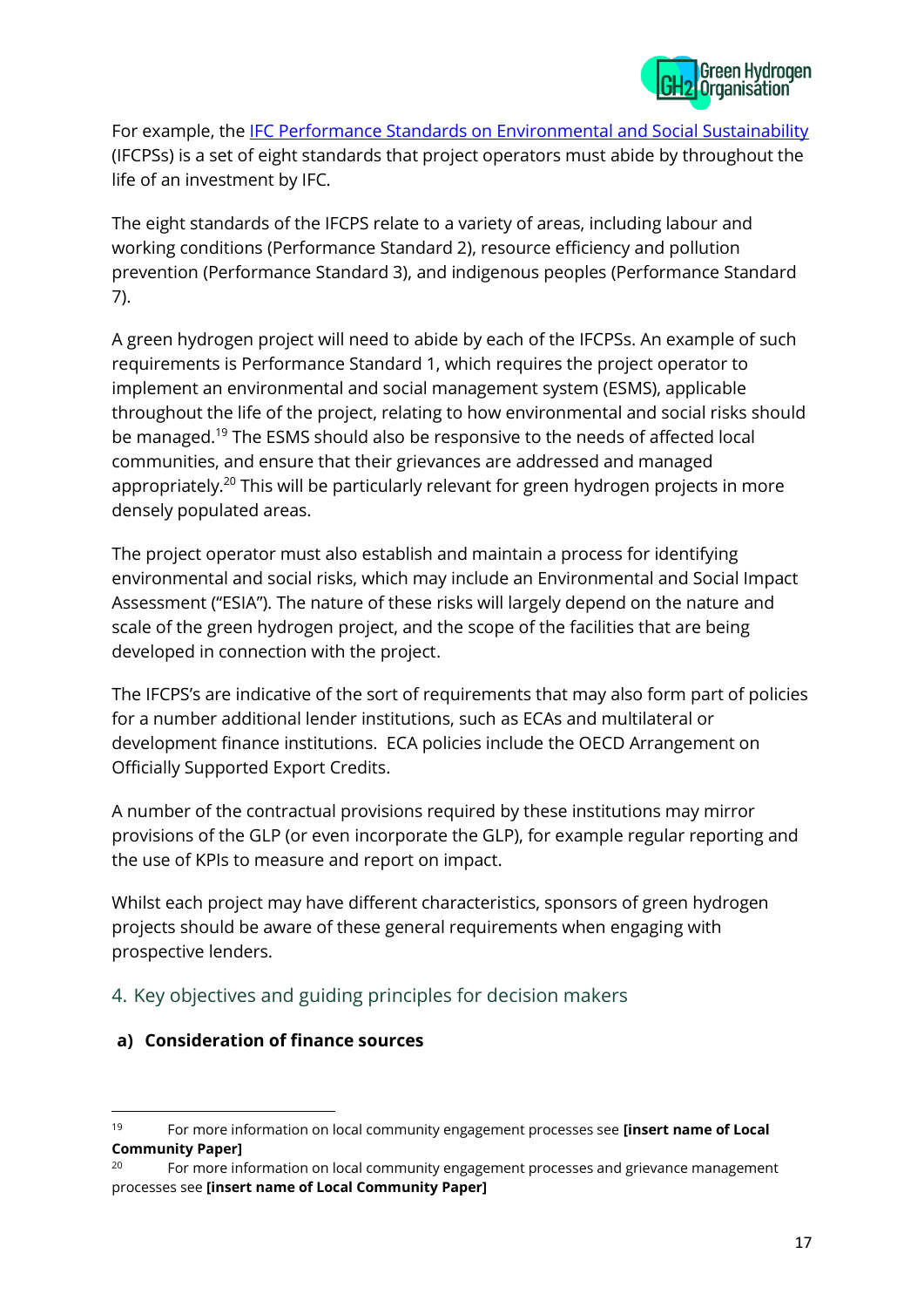For example, the [IFC Performance Standards on Environmental and Social Sustainability](#) (IFCPSs) is a set of eight standards that project operators must abide by throughout the life of an investment by IFC.

The eight standards of the IFCPS relate to a variety of areas, including labour and working conditions (Performance Standard 2), resource efficiency and pollution prevention (Performance Standard 3), and indigenous peoples (Performance Standard 7).

A green hydrogen project will need to abide by each of the IFCPSs. An example of such requirements is Performance Standard 1, which requires the project operator to implement an environmental and social management system (ESMS), applicable throughout the life of the project, relating to how environmental and social risks should be managed.[19] The ESMS should also be responsive to the needs of affected local communities, and ensure that their grievances are addressed and managed appropriately.[20] This will be particularly relevant for green hydrogen projects in more densely populated areas.

The project operator must also establish and maintain a process for identifying environmental and social risks, which may include an Environmental and Social Impact Assessment ("ESIA"). The nature of these risks will largely depend on the nature and scale of the green hydrogen project, and the scope of the facilities that are being developed in connection with the project.

The IFCPS's are indicative of the sort of requirements that may also form part of policies for a number additional lender institutions, such as ECAs and multilateral or development finance institutions. ECA policies include the OECD Arrangement on Officially Supported Export Credits.

A number of the contractual provisions required by these institutions may mirror provisions of the GLP (or even incorporate the GLP), for example regular reporting and the use of KPIs to measure and report on impact.

Whilst each project may have different characteristics, sponsors of green hydrogen projects should be aware of these general requirements when engaging with prospective lenders.

## 4. Key objectives and guiding principles for decision makers

### a) Consideration of finance sources

---

[19] For more information on local community engagement processes see **[insert name of Local Community Paper]**

[20] For more information on local community engagement processes and grievance management processes see **[insert name of Local Community Paper]**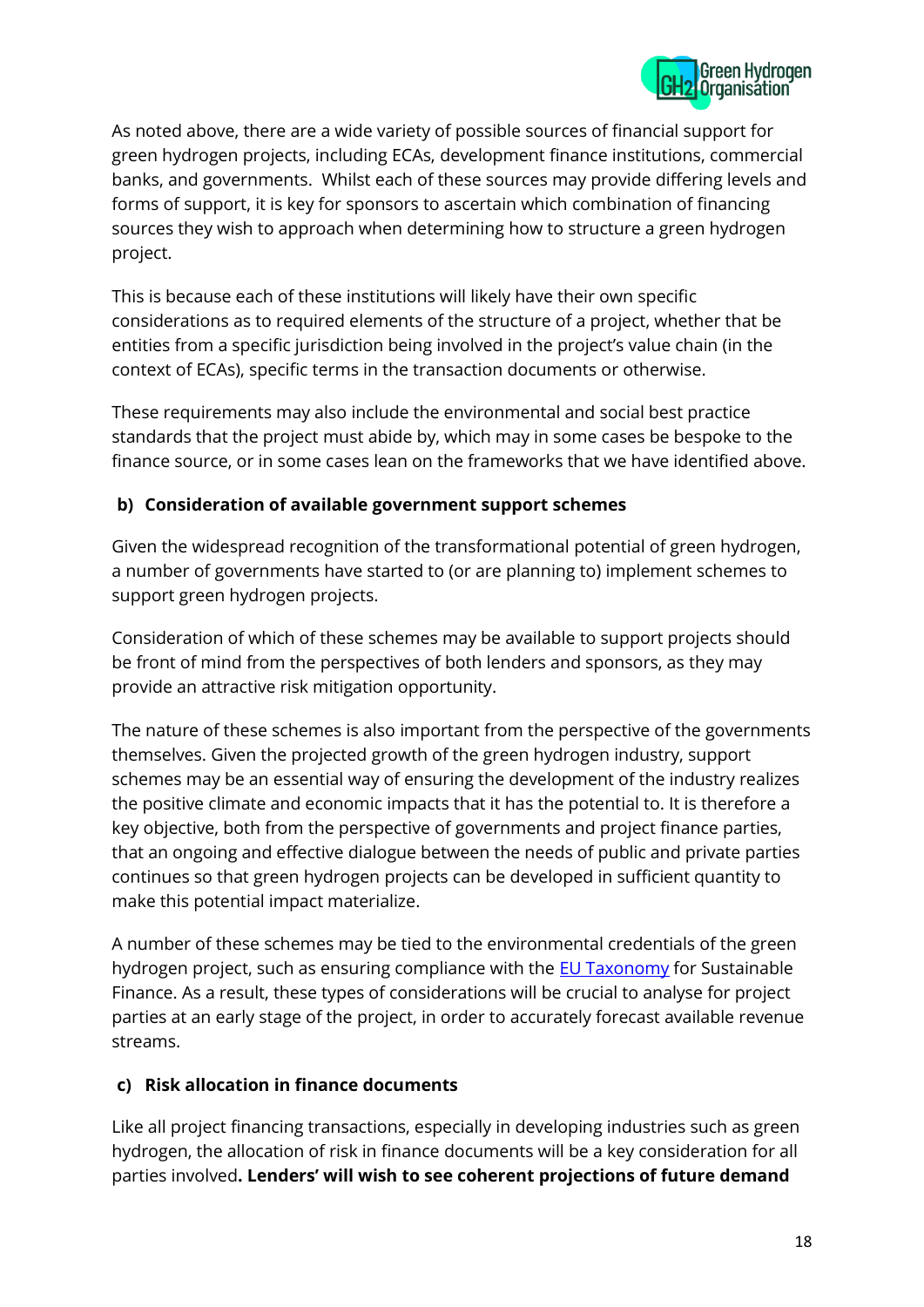As noted above, there are a wide variety of possible sources of financial support for green hydrogen projects, including ECAs, development finance institutions, commercial banks, and governments.  Whilst each of these sources may provide differing levels and forms of support, it is key for sponsors to ascertain which combination of financing sources they wish to approach when determining how to structure a green hydrogen project.

This is because each of these institutions will likely have their own specific considerations as to required elements of the structure of a project, whether that be entities from a specific jurisdiction being involved in the project's value chain (in the context of ECAs), specific terms in the transaction documents or otherwise.

These requirements may also include the environmental and social best practice standards that the project must abide by, which may in some cases be bespoke to the finance source, or in some cases lean on the frameworks that we have identified above.

### b) Consideration of available government support schemes

Given the widespread recognition of the transformational potential of green hydrogen, a number of governments have started to (or are planning to) implement schemes to support green hydrogen projects.

Consideration of which of these schemes may be available to support projects should be front of mind from the perspectives of both lenders and sponsors, as they may provide an attractive risk mitigation opportunity.

The nature of these schemes is also important from the perspective of the governments themselves. Given the projected growth of the green hydrogen industry, support schemes may be an essential way of ensuring the development of the industry realizes the positive climate and economic impacts that it has the potential to. It is therefore a key objective, both from the perspective of governments and project finance parties, that an ongoing and effective dialogue between the needs of public and private parties continues so that green hydrogen projects can be developed in sufficient quantity to make this potential impact materialize.

A number of these schemes may be tied to the environmental credentials of the green hydrogen project, such as ensuring compliance with the EU Taxonomy for Sustainable Finance. As a result, these types of considerations will be crucial to analyse for project parties at an early stage of the project, in order to accurately forecast available revenue streams.

### c) Risk allocation in finance documents

Like all project financing transactions, especially in developing industries such as green hydrogen, the allocation of risk in finance documents will be a key consideration for all parties involved**. Lenders' will wish to see coherent projections of future demand**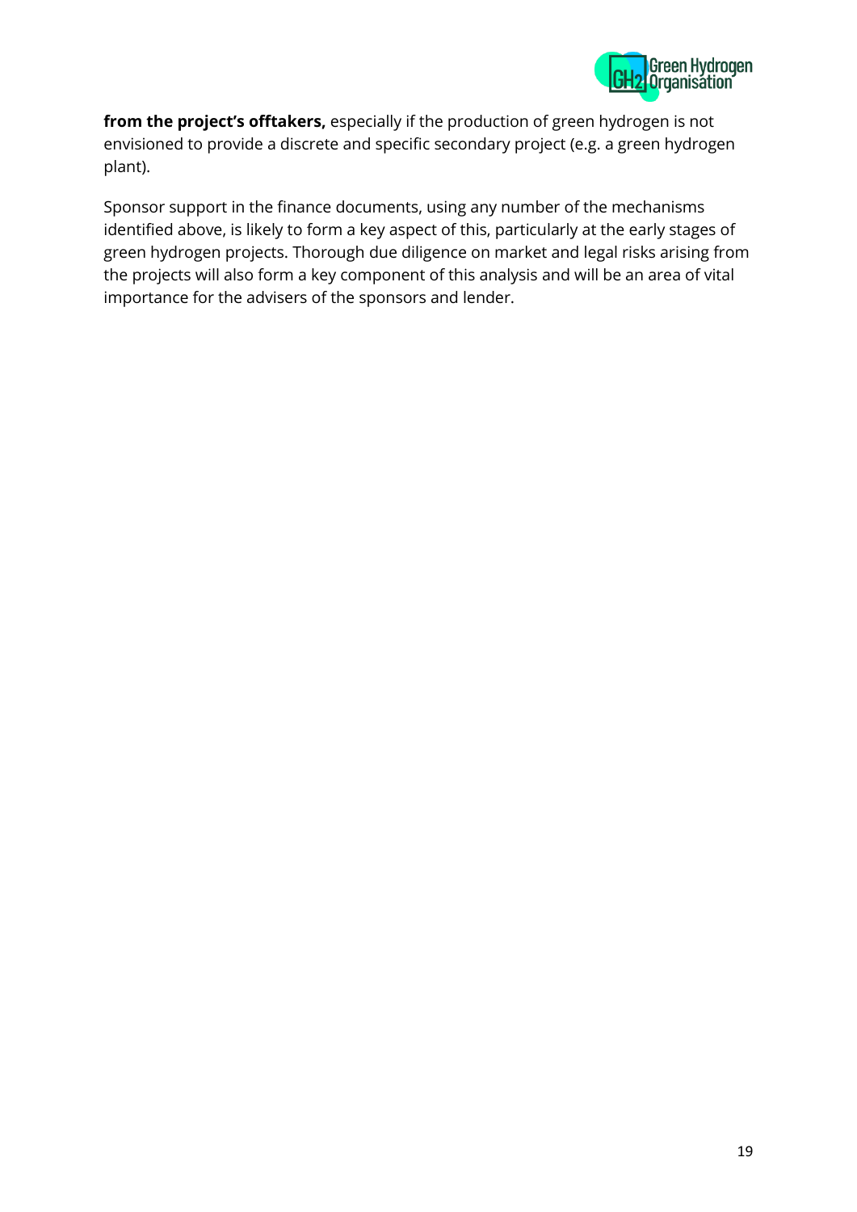**from the project's offtakers,** especially if the production of green hydrogen is not envisioned to provide a discrete and specific secondary project (e.g. a green hydrogen plant).

Sponsor support in the finance documents, using any number of the mechanisms identified above, is likely to form a key aspect of this, particularly at the early stages of green hydrogen projects. Thorough due diligence on market and legal risks arising from the projects will also form a key component of this analysis and will be an area of vital importance for the advisers of the sponsors and lender.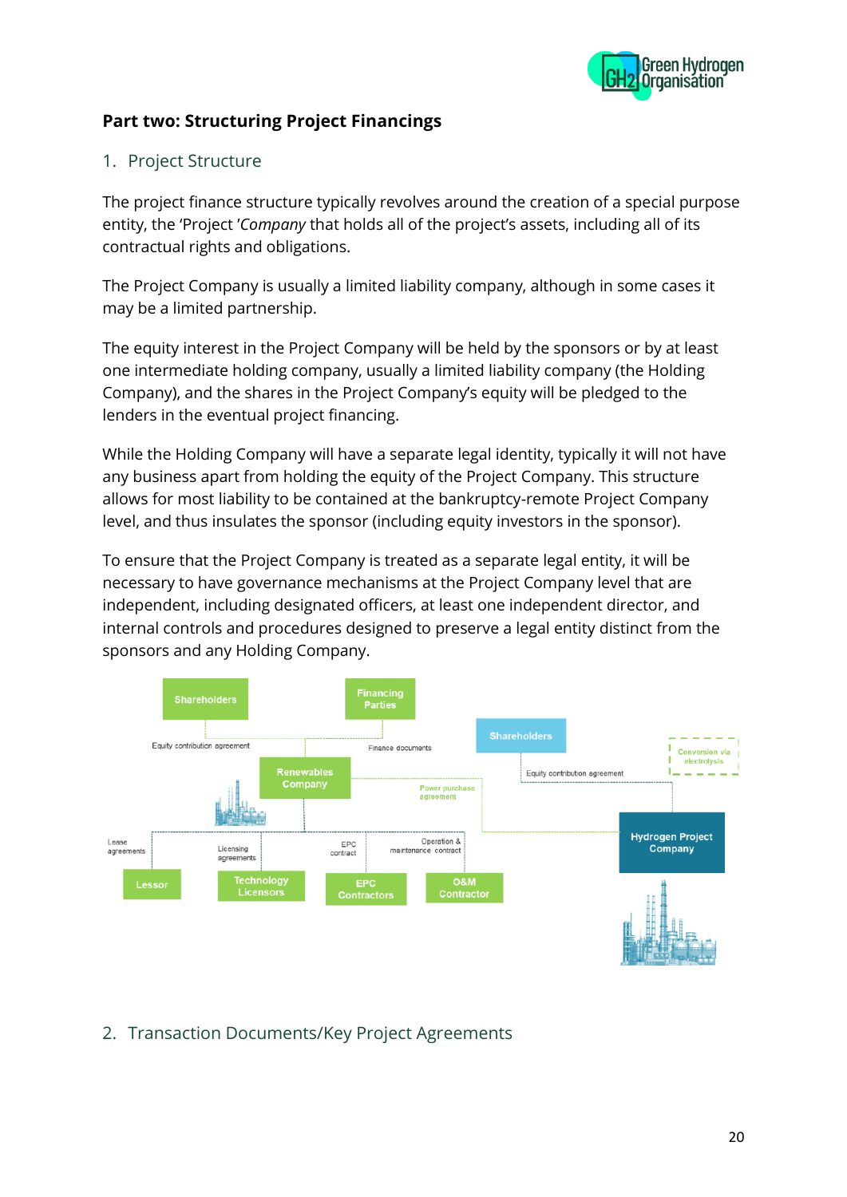## Part two: Structuring Project Financings

### 1. Project Structure

The project finance structure typically revolves around the creation of a special purpose entity, the 'Project '*Company* that holds all of the project's assets, including all of its contractual rights and obligations.

The Project Company is usually a limited liability company, although in some cases it may be a limited partnership.

The equity interest in the Project Company will be held by the sponsors or by at least one intermediate holding company, usually a limited liability company (the Holding Company), and the shares in the Project Company's equity will be pledged to the lenders in the eventual project financing.

While the Holding Company will have a separate legal identity, typically it will not have any business apart from holding the equity of the Project Company. This structure allows for most liability to be contained at the bankruptcy-remote Project Company level, and thus insulates the sponsor (including equity investors in the sponsor).

To ensure that the Project Company is treated as a separate legal entity, it will be necessary to have governance mechanisms at the Project Company level that are independent, including designated officers, at least one independent director, and internal controls and procedures designed to preserve a legal entity distinct from the sponsors and any Holding Company.

### 2. Transaction Documents/Key Project Agreements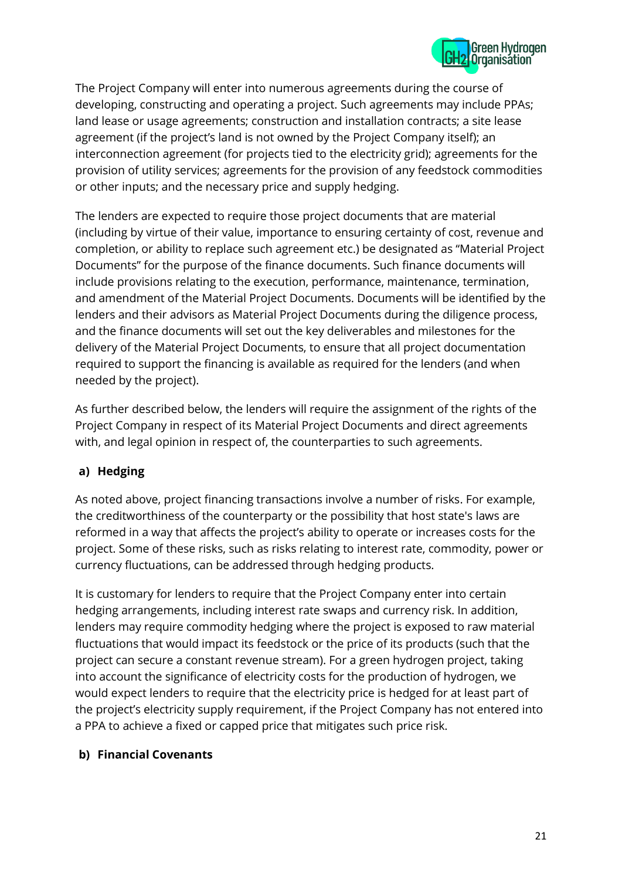The Project Company will enter into numerous agreements during the course of developing, constructing and operating a project. Such agreements may include PPAs; land lease or usage agreements; construction and installation contracts; a site lease agreement (if the project's land is not owned by the Project Company itself); an interconnection agreement (for projects tied to the electricity grid); agreements for the provision of utility services; agreements for the provision of any feedstock commodities or other inputs; and the necessary price and supply hedging.

The lenders are expected to require those project documents that are material (including by virtue of their value, importance to ensuring certainty of cost, revenue and completion, or ability to replace such agreement etc.) be designated as "Material Project Documents" for the purpose of the finance documents. Such finance documents will include provisions relating to the execution, performance, maintenance, termination, and amendment of the Material Project Documents. Documents will be identified by the lenders and their advisors as Material Project Documents during the diligence process, and the finance documents will set out the key deliverables and milestones for the delivery of the Material Project Documents, to ensure that all project documentation required to support the financing is available as required for the lenders (and when needed by the project).

As further described below, the lenders will require the assignment of the rights of the Project Company in respect of its Material Project Documents and direct agreements with, and legal opinion in respect of, the counterparties to such agreements.

### a) Hedging

As noted above, project financing transactions involve a number of risks. For example, the creditworthiness of the counterparty or the possibility that host state's laws are reformed in a way that affects the project's ability to operate or increases costs for the project. Some of these risks, such as risks relating to interest rate, commodity, power or currency fluctuations, can be addressed through hedging products.

It is customary for lenders to require that the Project Company enter into certain hedging arrangements, including interest rate swaps and currency risk. In addition, lenders may require commodity hedging where the project is exposed to raw material fluctuations that would impact its feedstock or the price of its products (such that the project can secure a constant revenue stream). For a green hydrogen project, taking into account the significance of electricity costs for the production of hydrogen, we would expect lenders to require that the electricity price is hedged for at least part of the project's electricity supply requirement, if the Project Company has not entered into a PPA to achieve a fixed or capped price that mitigates such price risk.

### b) Financial Covenants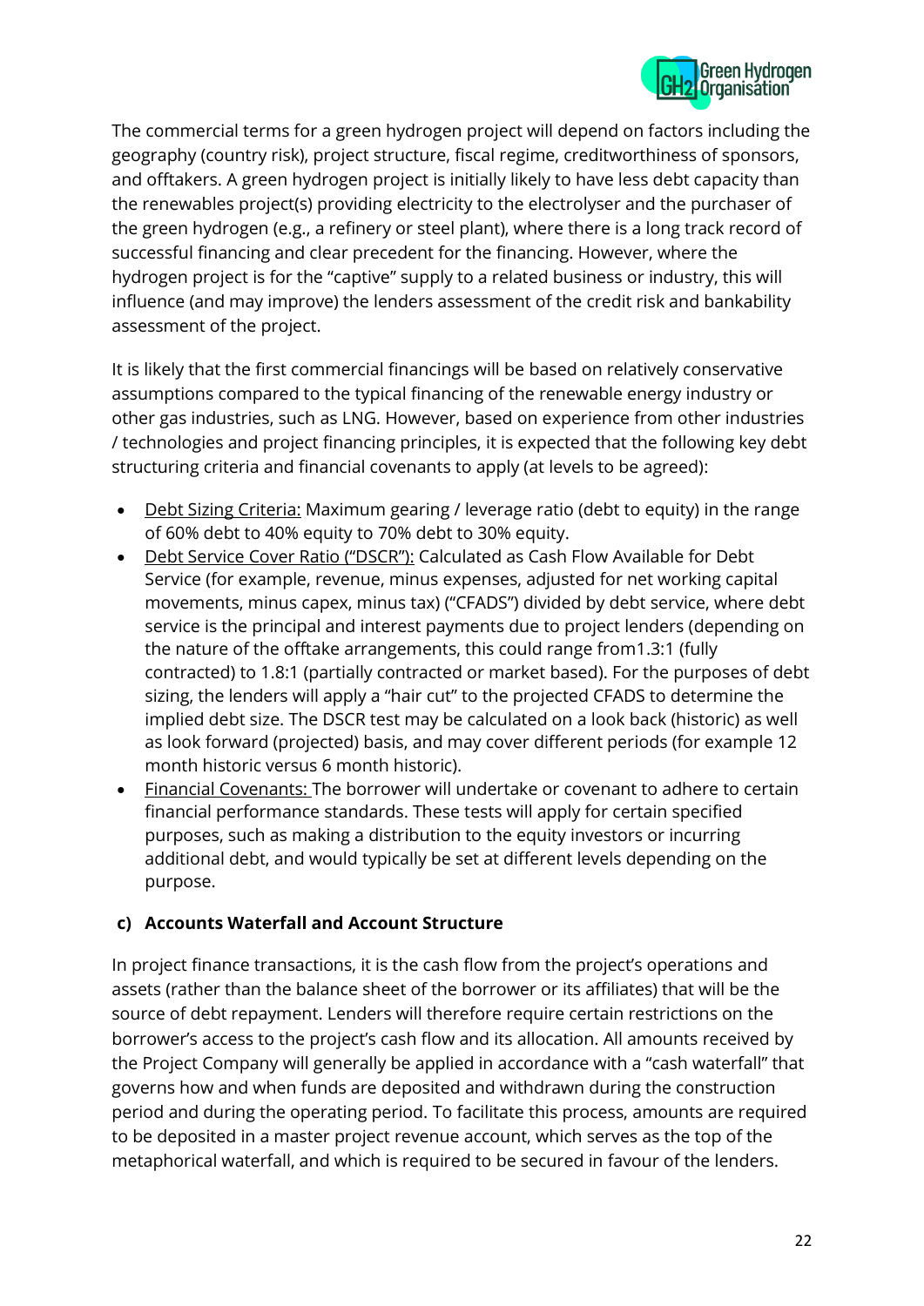The commercial terms for a green hydrogen project will depend on factors including the geography (country risk), project structure, fiscal regime, creditworthiness of sponsors, and offtakers. A green hydrogen project is initially likely to have less debt capacity than the renewables project(s) providing electricity to the electrolyser and the purchaser of the green hydrogen (e.g., a refinery or steel plant), where there is a long track record of successful financing and clear precedent for the financing. However, where the hydrogen project is for the "captive" supply to a related business or industry, this will influence (and may improve) the lenders assessment of the credit risk and bankability assessment of the project.

It is likely that the first commercial financings will be based on relatively conservative assumptions compared to the typical financing of the renewable energy industry or other gas industries, such as LNG. However, based on experience from other industries / technologies and project financing principles, it is expected that the following key debt structuring criteria and financial covenants to apply (at levels to be agreed):

- <u>Debt Sizing Criteria:</u> Maximum gearing / leverage ratio (debt to equity) in the range of 60% debt to 40% equity to 70% debt to 30% equity.
- <u>Debt Service Cover Ratio ("DSCR"):</u> Calculated as Cash Flow Available for Debt Service (for example, revenue, minus expenses, adjusted for net working capital movements, minus capex, minus tax) ("CFADS") divided by debt service, where debt service is the principal and interest payments due to project lenders (depending on the nature of the offtake arrangements, this could range from1.3:1 (fully contracted) to 1.8:1 (partially contracted or market based). For the purposes of debt sizing, the lenders will apply a "hair cut" to the projected CFADS to determine the implied debt size. The DSCR test may be calculated on a look back (historic) as well as look forward (projected) basis, and may cover different periods (for example 12 month historic versus 6 month historic).
- <u>Financial Covenants:</u> The borrower will undertake or covenant to adhere to certain financial performance standards. These tests will apply for certain specified purposes, such as making a distribution to the equity investors or incurring additional debt, and would typically be set at different levels depending on the purpose.

#### c) Accounts Waterfall and Account Structure

In project finance transactions, it is the cash flow from the project's operations and assets (rather than the balance sheet of the borrower or its affiliates) that will be the source of debt repayment. Lenders will therefore require certain restrictions on the borrower's access to the project's cash flow and its allocation. All amounts received by the Project Company will generally be applied in accordance with a "cash waterfall" that governs how and when funds are deposited and withdrawn during the construction period and during the operating period. To facilitate this process, amounts are required to be deposited in a master project revenue account, which serves as the top of the metaphorical waterfall, and which is required to be secured in favour of the lenders.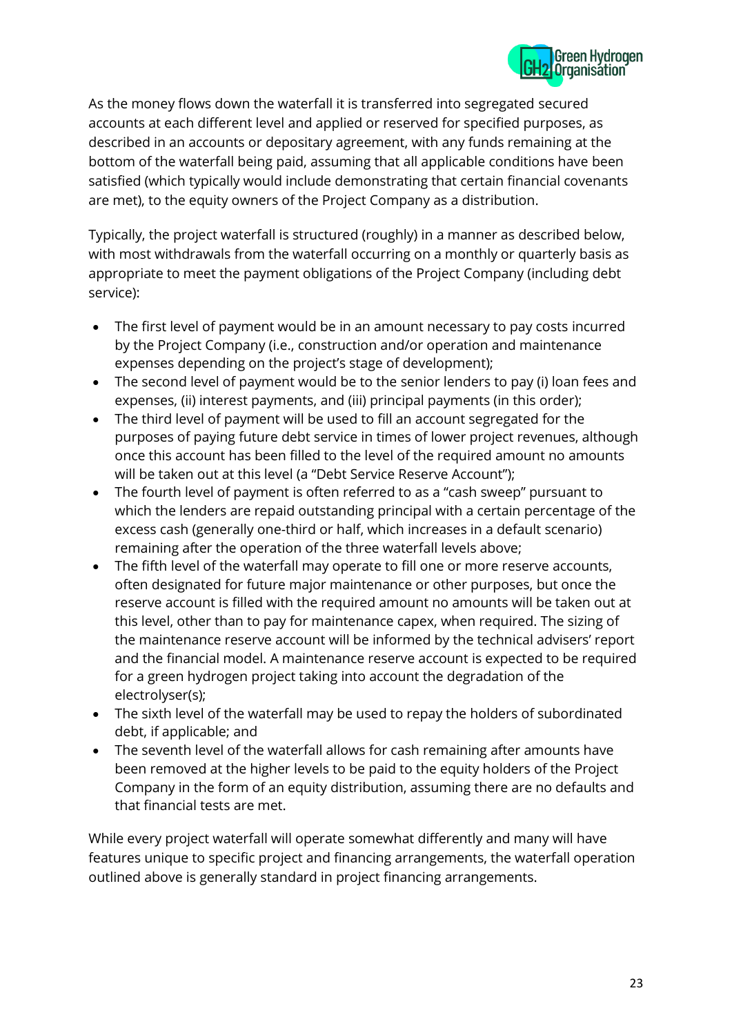As the money flows down the waterfall it is transferred into segregated secured accounts at each different level and applied or reserved for specified purposes, as described in an accounts or depositary agreement, with any funds remaining at the bottom of the waterfall being paid, assuming that all applicable conditions have been satisfied (which typically would include demonstrating that certain financial covenants are met), to the equity owners of the Project Company as a distribution.

Typically, the project waterfall is structured (roughly) in a manner as described below, with most withdrawals from the waterfall occurring on a monthly or quarterly basis as appropriate to meet the payment obligations of the Project Company (including debt service):

- The first level of payment would be in an amount necessary to pay costs incurred by the Project Company (i.e., construction and/or operation and maintenance expenses depending on the project's stage of development);
- The second level of payment would be to the senior lenders to pay (i) loan fees and expenses, (ii) interest payments, and (iii) principal payments (in this order);
- The third level of payment will be used to fill an account segregated for the purposes of paying future debt service in times of lower project revenues, although once this account has been filled to the level of the required amount no amounts will be taken out at this level (a "Debt Service Reserve Account");
- The fourth level of payment is often referred to as a "cash sweep" pursuant to which the lenders are repaid outstanding principal with a certain percentage of the excess cash (generally one-third or half, which increases in a default scenario) remaining after the operation of the three waterfall levels above;
- The fifth level of the waterfall may operate to fill one or more reserve accounts, often designated for future major maintenance or other purposes, but once the reserve account is filled with the required amount no amounts will be taken out at this level, other than to pay for maintenance capex, when required. The sizing of the maintenance reserve account will be informed by the technical advisers' report and the financial model. A maintenance reserve account is expected to be required for a green hydrogen project taking into account the degradation of the electrolyser(s);
- The sixth level of the waterfall may be used to repay the holders of subordinated debt, if applicable; and
- The seventh level of the waterfall allows for cash remaining after amounts have been removed at the higher levels to be paid to the equity holders of the Project Company in the form of an equity distribution, assuming there are no defaults and that financial tests are met.

While every project waterfall will operate somewhat differently and many will have features unique to specific project and financing arrangements, the waterfall operation outlined above is generally standard in project financing arrangements.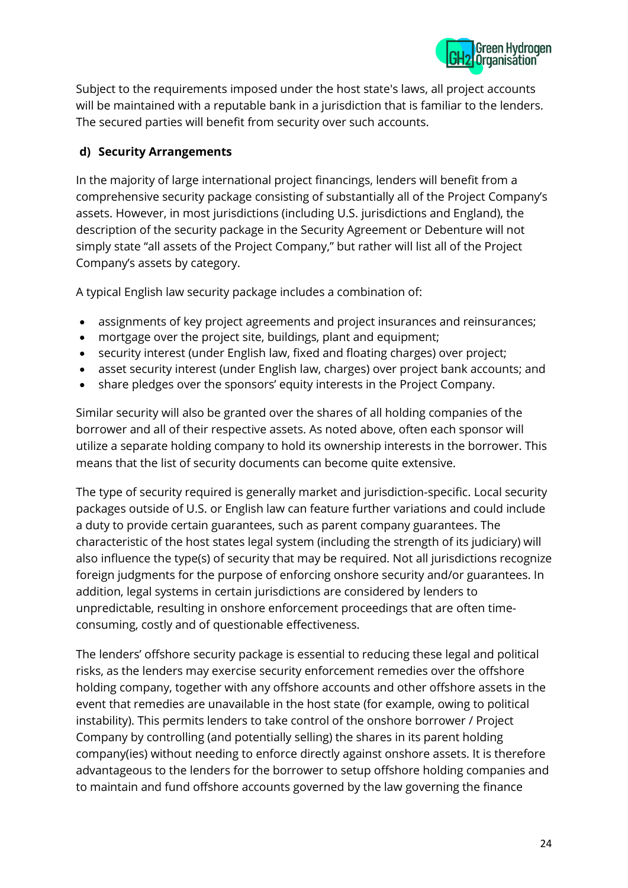Subject to the requirements imposed under the host state's laws, all project accounts will be maintained with a reputable bank in a jurisdiction that is familiar to the lenders. The secured parties will benefit from security over such accounts.

### d) Security Arrangements

In the majority of large international project financings, lenders will benefit from a comprehensive security package consisting of substantially all of the Project Company's assets. However, in most jurisdictions (including U.S. jurisdictions and England), the description of the security package in the Security Agreement or Debenture will not simply state "all assets of the Project Company," but rather will list all of the Project Company's assets by category.

A typical English law security package includes a combination of:

- assignments of key project agreements and project insurances and reinsurances;
- mortgage over the project site, buildings, plant and equipment;
- security interest (under English law, fixed and floating charges) over project;
- asset security interest (under English law, charges) over project bank accounts; and
- share pledges over the sponsors' equity interests in the Project Company.

Similar security will also be granted over the shares of all holding companies of the borrower and all of their respective assets. As noted above, often each sponsor will utilize a separate holding company to hold its ownership interests in the borrower. This means that the list of security documents can become quite extensive.

The type of security required is generally market and jurisdiction-specific. Local security packages outside of U.S. or English law can feature further variations and could include a duty to provide certain guarantees, such as parent company guarantees. The characteristic of the host states legal system (including the strength of its judiciary) will also influence the type(s) of security that may be required. Not all jurisdictions recognize foreign judgments for the purpose of enforcing onshore security and/or guarantees. In addition, legal systems in certain jurisdictions are considered by lenders to unpredictable, resulting in onshore enforcement proceedings that are often time-consuming, costly and of questionable effectiveness.

The lenders' offshore security package is essential to reducing these legal and political risks, as the lenders may exercise security enforcement remedies over the offshore holding company, together with any offshore accounts and other offshore assets in the event that remedies are unavailable in the host state (for example, owing to political instability). This permits lenders to take control of the onshore borrower / Project Company by controlling (and potentially selling) the shares in its parent holding company(ies) without needing to enforce directly against onshore assets. It is therefore advantageous to the lenders for the borrower to setup offshore holding companies and to maintain and fund offshore accounts governed by the law governing the finance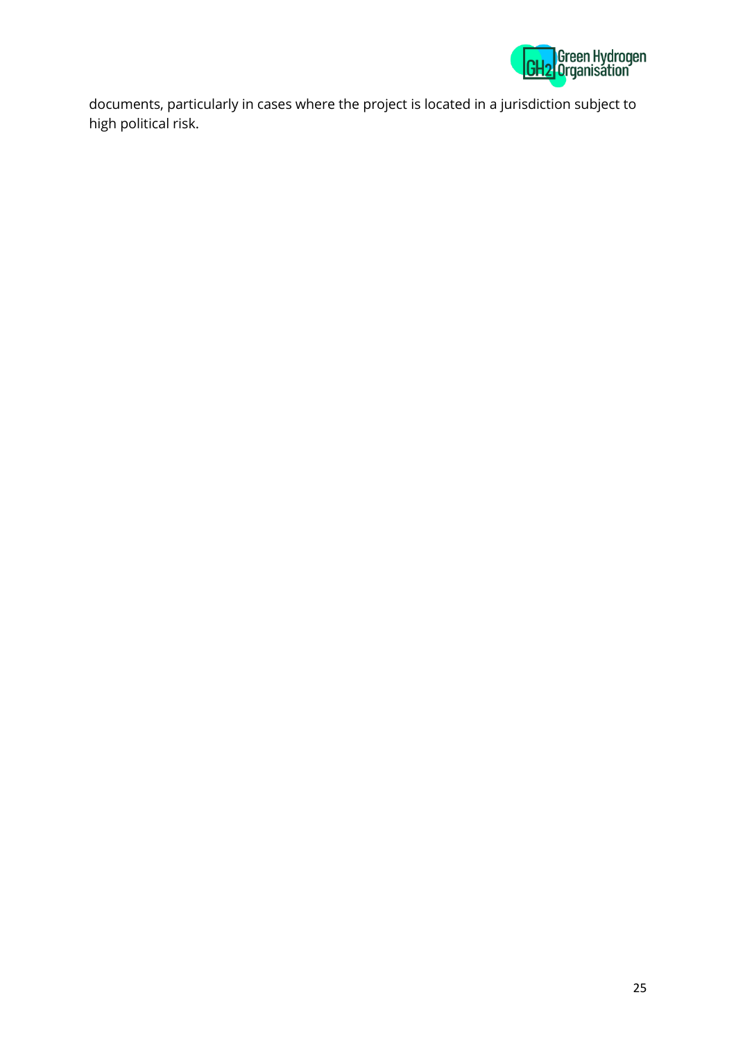documents, particularly in cases where the project is located in a jurisdiction subject to high political risk.